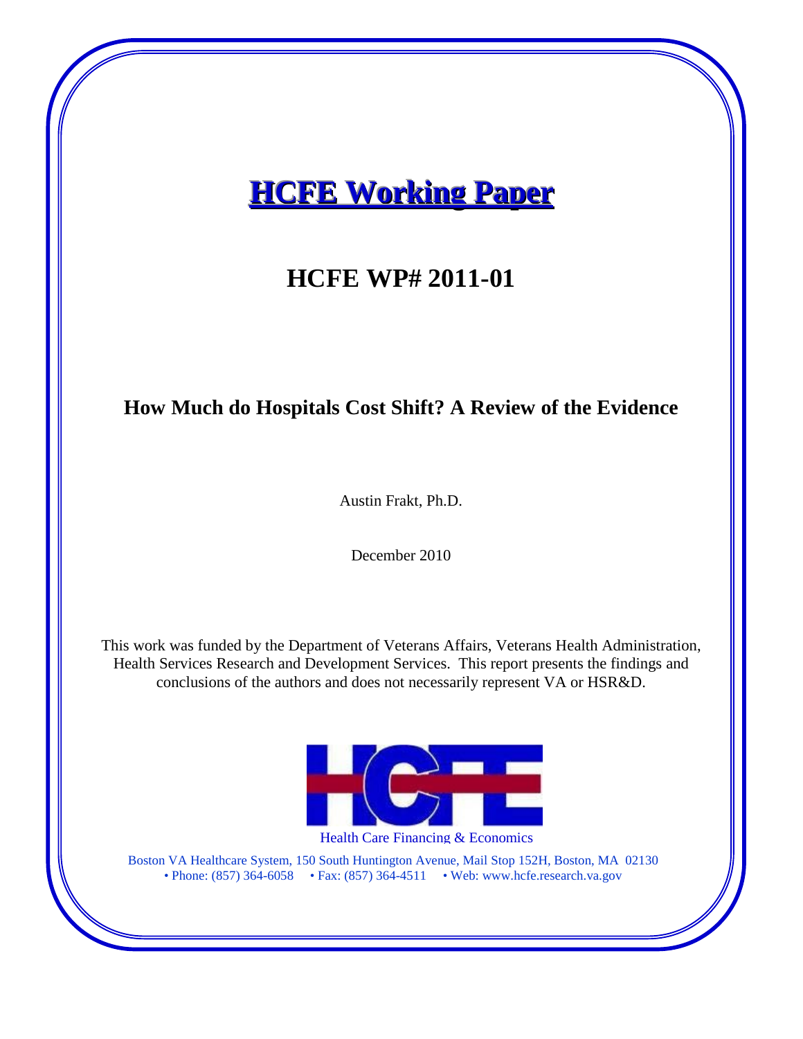# HCFE Working Paper

# HCFE WP# 2011-01

## How Much do Hospitals Cost Shift? A Review of the Evidence

Austin Frakt, Ph.D.

December 2010

This work was funded by the Department of Veterans Affairs, Veterans Health Administration, Health Services Research and Development Services. This report presents the findings and conclusions of the authors and does not necessarily represent VA or HSR&D.

HCFE

Health Care Financing & Economics

Boston VA Healthcare System, 150 South Huntington Avenue, Mail Stop 152H, Boston, MA 02130
• Phone: (857) 364-6058 • Fax: (857) 364-4511 • Web: www.hcfe.research.va.gov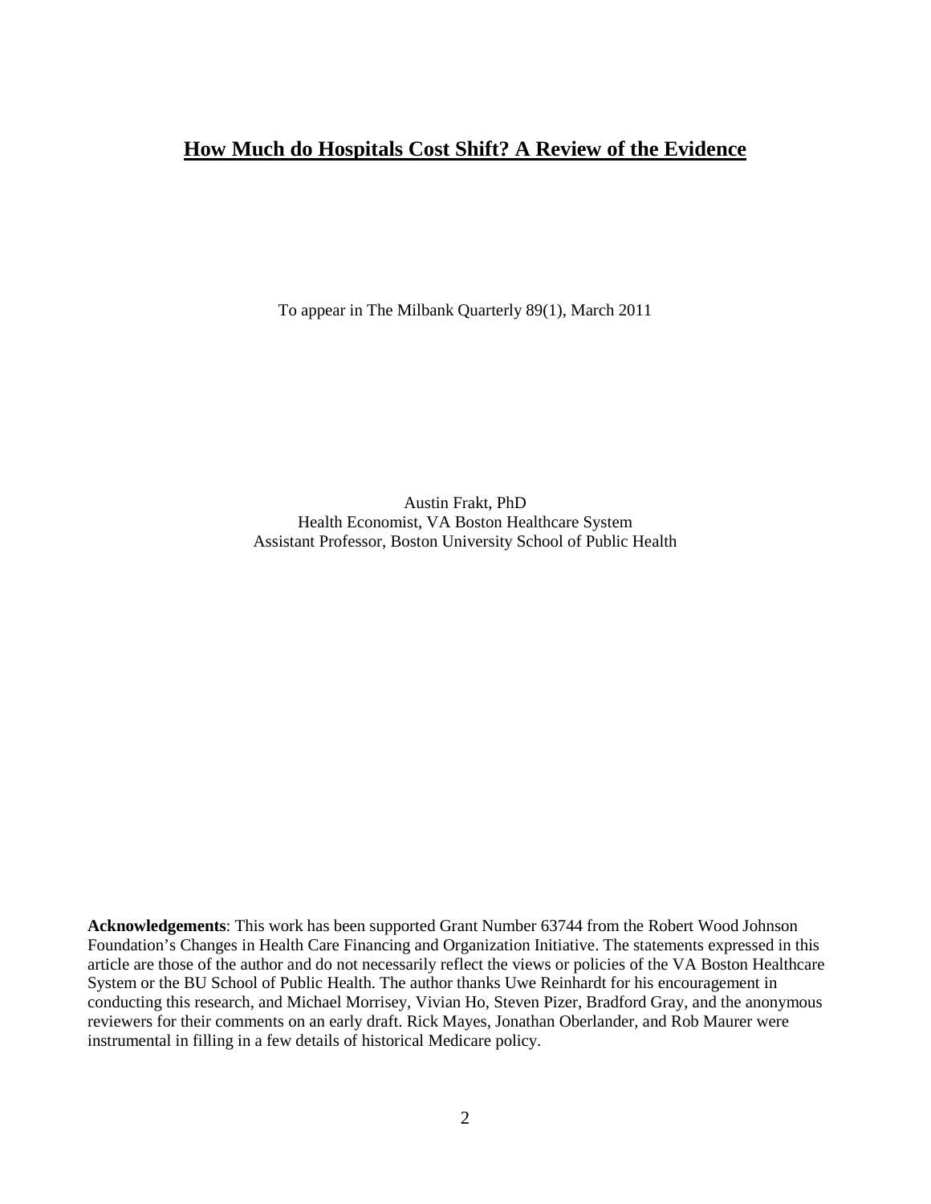# How Much do Hospitals Cost Shift? A Review of the Evidence

To appear in The Milbank Quarterly 89(1), March 2011

Austin Frakt, PhD
Health Economist, VA Boston Healthcare System
Assistant Professor, Boston University School of Public Health

**Acknowledgements**: This work has been supported Grant Number 63744 from the Robert Wood Johnson Foundation's Changes in Health Care Financing and Organization Initiative. The statements expressed in this article are those of the author and do not necessarily reflect the views or policies of the VA Boston Healthcare System or the BU School of Public Health. The author thanks Uwe Reinhardt for his encouragement in conducting this research, and Michael Morrisey, Vivian Ho, Steven Pizer, Bradford Gray, and the anonymous reviewers for their comments on an early draft. Rick Mayes, Jonathan Oberlander, and Rob Maurer were instrumental in filling in a few details of historical Medicare policy.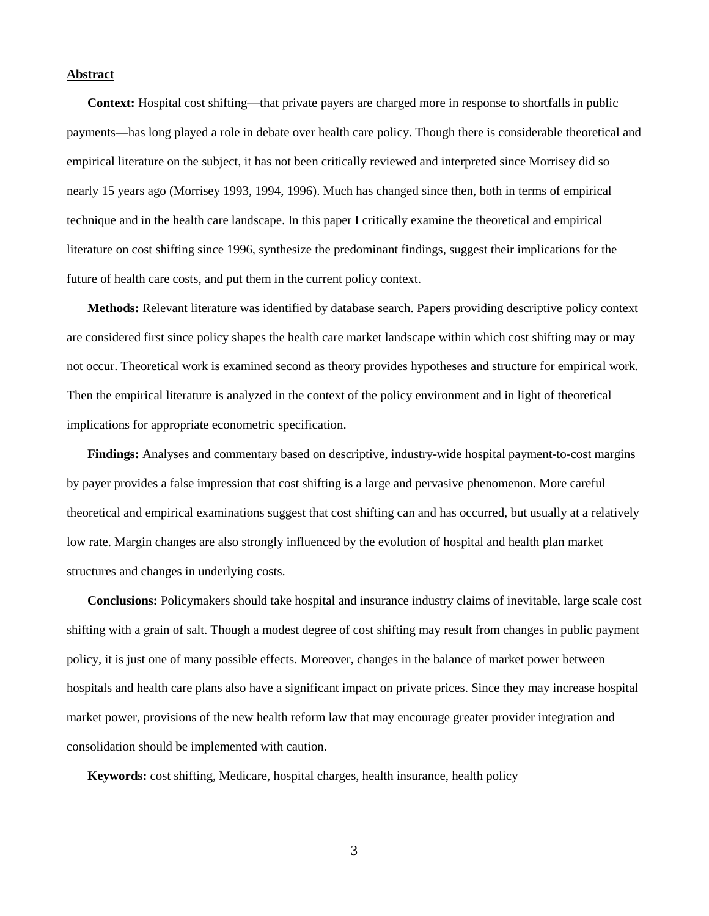## Abstract

**Context:** Hospital cost shifting—that private payers are charged more in response to shortfalls in public payments—has long played a role in debate over health care policy. Though there is considerable theoretical and empirical literature on the subject, it has not been critically reviewed and interpreted since Morrisey did so nearly 15 years ago (Morrisey 1993, 1994, 1996). Much has changed since then, both in terms of empirical technique and in the health care landscape. In this paper I critically examine the theoretical and empirical literature on cost shifting since 1996, synthesize the predominant findings, suggest their implications for the future of health care costs, and put them in the current policy context.

**Methods:** Relevant literature was identified by database search. Papers providing descriptive policy context are considered first since policy shapes the health care market landscape within which cost shifting may or may not occur. Theoretical work is examined second as theory provides hypotheses and structure for empirical work. Then the empirical literature is analyzed in the context of the policy environment and in light of theoretical implications for appropriate econometric specification.

**Findings:** Analyses and commentary based on descriptive, industry-wide hospital payment-to-cost margins by payer provides a false impression that cost shifting is a large and pervasive phenomenon. More careful theoretical and empirical examinations suggest that cost shifting can and has occurred, but usually at a relatively low rate. Margin changes are also strongly influenced by the evolution of hospital and health plan market structures and changes in underlying costs.

**Conclusions:** Policymakers should take hospital and insurance industry claims of inevitable, large scale cost shifting with a grain of salt. Though a modest degree of cost shifting may result from changes in public payment policy, it is just one of many possible effects. Moreover, changes in the balance of market power between hospitals and health care plans also have a significant impact on private prices. Since they may increase hospital market power, provisions of the new health reform law that may encourage greater provider integration and consolidation should be implemented with caution.

**Keywords:** cost shifting, Medicare, hospital charges, health insurance, health policy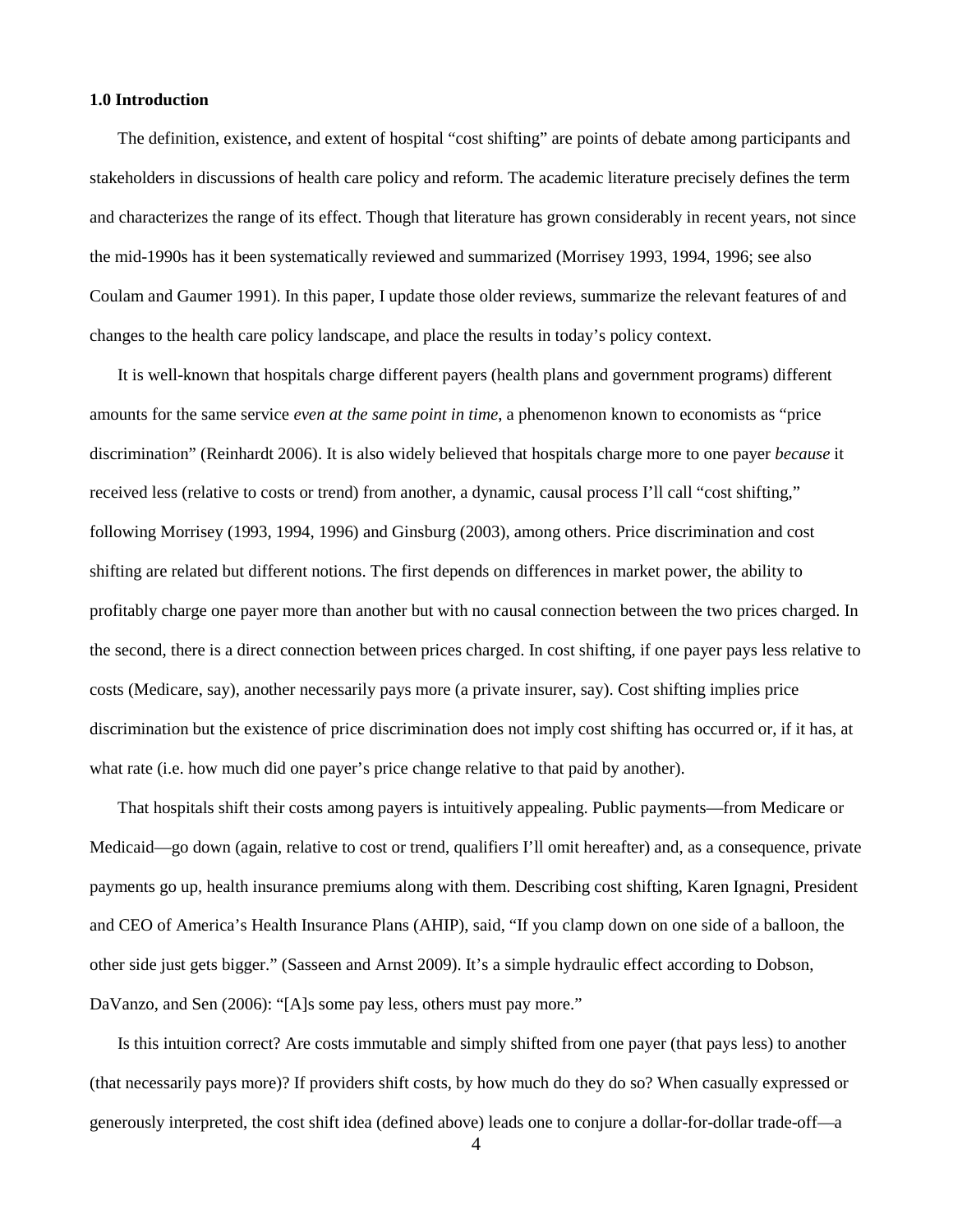### 1.0 Introduction

The definition, existence, and extent of hospital "cost shifting" are points of debate among participants and stakeholders in discussions of health care policy and reform. The academic literature precisely defines the term and characterizes the range of its effect. Though that literature has grown considerably in recent years, not since the mid-1990s has it been systematically reviewed and summarized (Morrisey 1993, 1994, 1996; see also Coulam and Gaumer 1991). In this paper, I update those older reviews, summarize the relevant features of and changes to the health care policy landscape, and place the results in today's policy context.

It is well-known that hospitals charge different payers (health plans and government programs) different amounts for the same service *even at the same point in time*, a phenomenon known to economists as "price discrimination" (Reinhardt 2006). It is also widely believed that hospitals charge more to one payer *because* it received less (relative to costs or trend) from another, a dynamic, causal process I'll call "cost shifting," following Morrisey (1993, 1994, 1996) and Ginsburg (2003), among others. Price discrimination and cost shifting are related but different notions. The first depends on differences in market power, the ability to profitably charge one payer more than another but with no causal connection between the two prices charged. In the second, there is a direct connection between prices charged. In cost shifting, if one payer pays less relative to costs (Medicare, say), another necessarily pays more (a private insurer, say). Cost shifting implies price discrimination but the existence of price discrimination does not imply cost shifting has occurred or, if it has, at what rate (i.e. how much did one payer's price change relative to that paid by another).

That hospitals shift their costs among payers is intuitively appealing. Public payments—from Medicare or Medicaid—go down (again, relative to cost or trend, qualifiers I'll omit hereafter) and, as a consequence, private payments go up, health insurance premiums along with them. Describing cost shifting, Karen Ignagni, President and CEO of America's Health Insurance Plans (AHIP), said, "If you clamp down on one side of a balloon, the other side just gets bigger." (Sasseen and Arnst 2009). It's a simple hydraulic effect according to Dobson, DaVanzo, and Sen (2006): "[A]s some pay less, others must pay more."

Is this intuition correct? Are costs immutable and simply shifted from one payer (that pays less) to another (that necessarily pays more)? If providers shift costs, by how much do they do so? When casually expressed or generously interpreted, the cost shift idea (defined above) leads one to conjure a dollar-for-dollar trade-off—a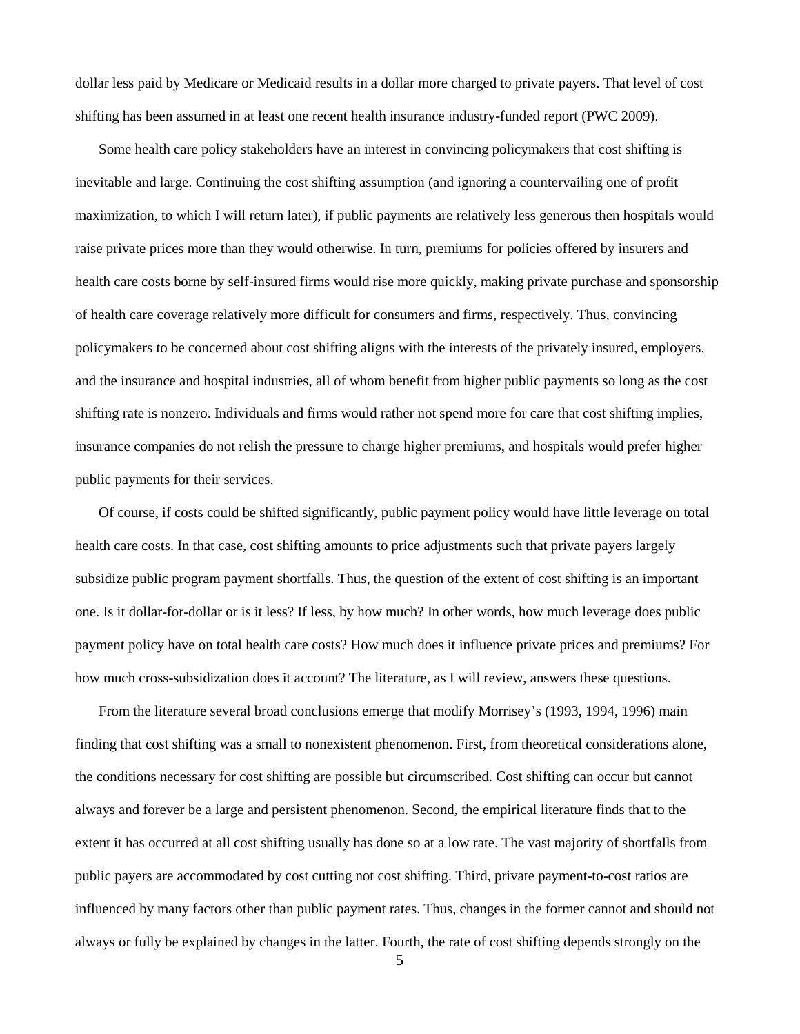dollar less paid by Medicare or Medicaid results in a dollar more charged to private payers. That level of cost shifting has been assumed in at least one recent health insurance industry-funded report (PWC 2009).

Some health care policy stakeholders have an interest in convincing policymakers that cost shifting is inevitable and large. Continuing the cost shifting assumption (and ignoring a countervailing one of profit maximization, to which I will return later), if public payments are relatively less generous then hospitals would raise private prices more than they would otherwise. In turn, premiums for policies offered by insurers and health care costs borne by self-insured firms would rise more quickly, making private purchase and sponsorship of health care coverage relatively more difficult for consumers and firms, respectively. Thus, convincing policymakers to be concerned about cost shifting aligns with the interests of the privately insured, employers, and the insurance and hospital industries, all of whom benefit from higher public payments so long as the cost shifting rate is nonzero. Individuals and firms would rather not spend more for care that cost shifting implies, insurance companies do not relish the pressure to charge higher premiums, and hospitals would prefer higher public payments for their services.

Of course, if costs could be shifted significantly, public payment policy would have little leverage on total health care costs. In that case, cost shifting amounts to price adjustments such that private payers largely subsidize public program payment shortfalls. Thus, the question of the extent of cost shifting is an important one. Is it dollar-for-dollar or is it less? If less, by how much? In other words, how much leverage does public payment policy have on total health care costs? How much does it influence private prices and premiums? For how much cross-subsidization does it account? The literature, as I will review, answers these questions.

From the literature several broad conclusions emerge that modify Morrisey's (1993, 1994, 1996) main finding that cost shifting was a small to nonexistent phenomenon. First, from theoretical considerations alone, the conditions necessary for cost shifting are possible but circumscribed. Cost shifting can occur but cannot always and forever be a large and persistent phenomenon. Second, the empirical literature finds that to the extent it has occurred at all cost shifting usually has done so at a low rate. The vast majority of shortfalls from public payers are accommodated by cost cutting not cost shifting. Third, private payment-to-cost ratios are influenced by many factors other than public payment rates. Thus, changes in the former cannot and should not always or fully be explained by changes in the latter. Fourth, the rate of cost shifting depends strongly on the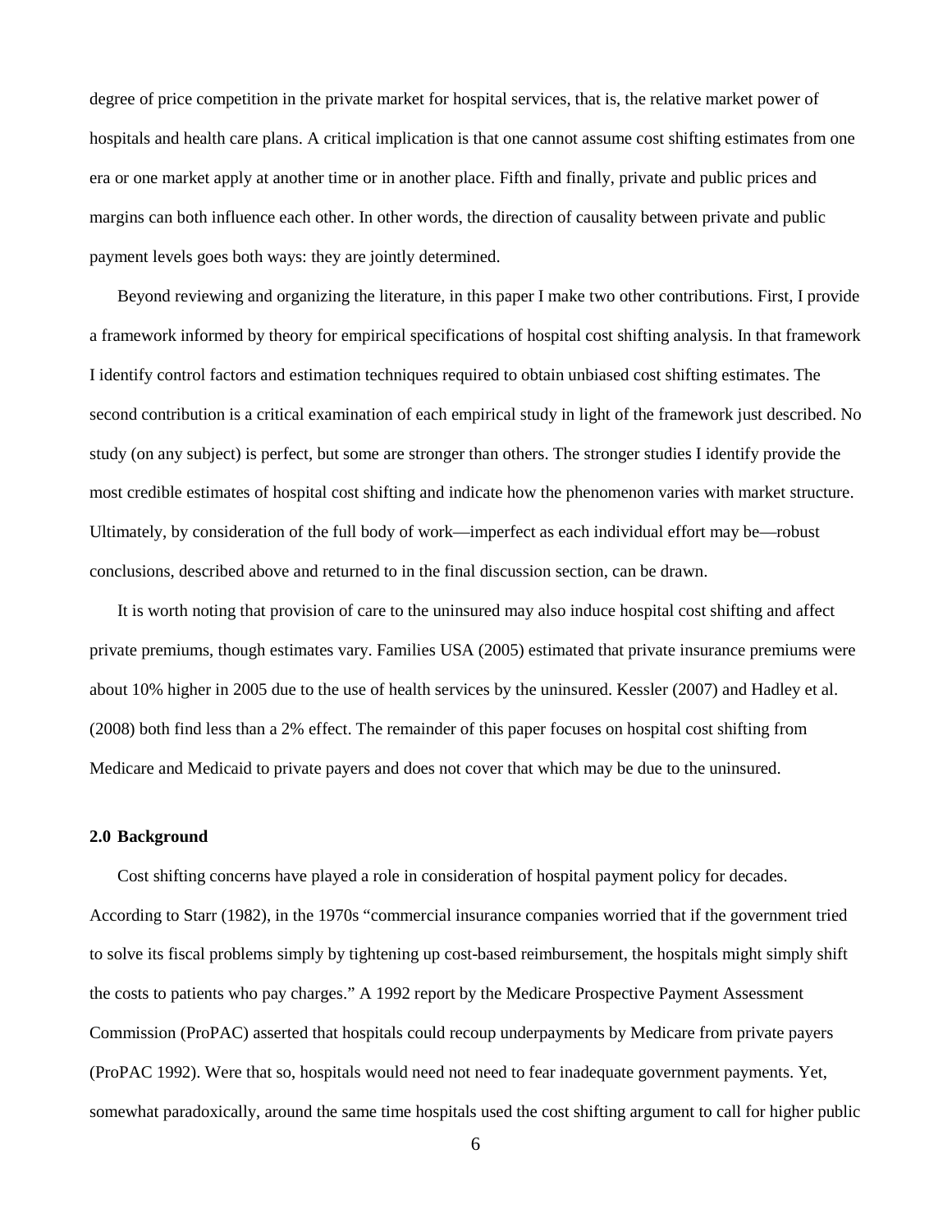degree of price competition in the private market for hospital services, that is, the relative market power of hospitals and health care plans. A critical implication is that one cannot assume cost shifting estimates from one era or one market apply at another time or in another place. Fifth and finally, private and public prices and margins can both influence each other. In other words, the direction of causality between private and public payment levels goes both ways: they are jointly determined.

Beyond reviewing and organizing the literature, in this paper I make two other contributions. First, I provide a framework informed by theory for empirical specifications of hospital cost shifting analysis. In that framework I identify control factors and estimation techniques required to obtain unbiased cost shifting estimates. The second contribution is a critical examination of each empirical study in light of the framework just described. No study (on any subject) is perfect, but some are stronger than others. The stronger studies I identify provide the most credible estimates of hospital cost shifting and indicate how the phenomenon varies with market structure. Ultimately, by consideration of the full body of work—imperfect as each individual effort may be—robust conclusions, described above and returned to in the final discussion section, can be drawn.

It is worth noting that provision of care to the uninsured may also induce hospital cost shifting and affect private premiums, though estimates vary. Families USA (2005) estimated that private insurance premiums were about 10% higher in 2005 due to the use of health services by the uninsured. Kessler (2007) and Hadley et al. (2008) both find less than a 2% effect. The remainder of this paper focuses on hospital cost shifting from Medicare and Medicaid to private payers and does not cover that which may be due to the uninsured.

## 2.0 Background

Cost shifting concerns have played a role in consideration of hospital payment policy for decades. According to Starr (1982), in the 1970s "commercial insurance companies worried that if the government tried to solve its fiscal problems simply by tightening up cost-based reimbursement, the hospitals might simply shift the costs to patients who pay charges." A 1992 report by the Medicare Prospective Payment Assessment Commission (ProPAC) asserted that hospitals could recoup underpayments by Medicare from private payers (ProPAC 1992). Were that so, hospitals would need not need to fear inadequate government payments. Yet, somewhat paradoxically, around the same time hospitals used the cost shifting argument to call for higher public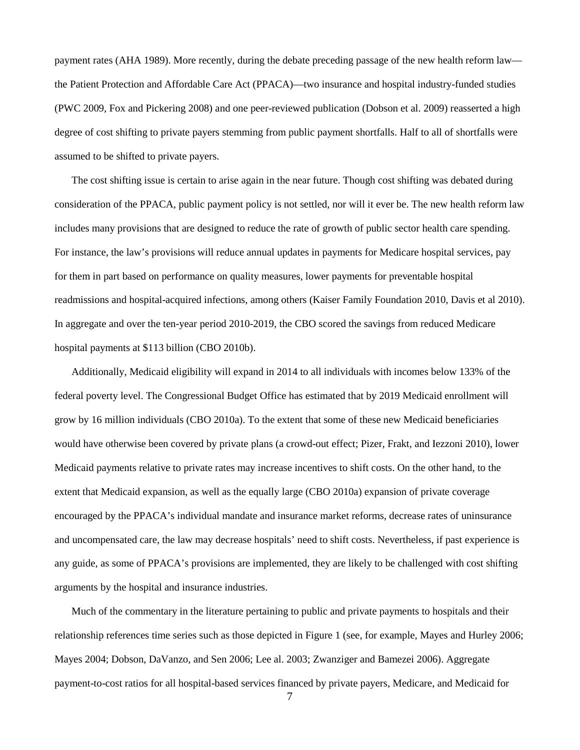payment rates (AHA 1989). More recently, during the debate preceding passage of the new health reform law—the Patient Protection and Affordable Care Act (PPACA)—two insurance and hospital industry-funded studies (PWC 2009, Fox and Pickering 2008) and one peer-reviewed publication (Dobson et al. 2009) reasserted a high degree of cost shifting to private payers stemming from public payment shortfalls. Half to all of shortfalls were assumed to be shifted to private payers.

The cost shifting issue is certain to arise again in the near future. Though cost shifting was debated during consideration of the PPACA, public payment policy is not settled, nor will it ever be. The new health reform law includes many provisions that are designed to reduce the rate of growth of public sector health care spending. For instance, the law's provisions will reduce annual updates in payments for Medicare hospital services, pay for them in part based on performance on quality measures, lower payments for preventable hospital readmissions and hospital-acquired infections, among others (Kaiser Family Foundation 2010, Davis et al 2010). In aggregate and over the ten-year period 2010-2019, the CBO scored the savings from reduced Medicare hospital payments at $113 billion (CBO 2010b).

Additionally, Medicaid eligibility will expand in 2014 to all individuals with incomes below 133% of the federal poverty level. The Congressional Budget Office has estimated that by 2019 Medicaid enrollment will grow by 16 million individuals (CBO 2010a). To the extent that some of these new Medicaid beneficiaries would have otherwise been covered by private plans (a crowd-out effect; Pizer, Frakt, and Iezzoni 2010), lower Medicaid payments relative to private rates may increase incentives to shift costs. On the other hand, to the extent that Medicaid expansion, as well as the equally large (CBO 2010a) expansion of private coverage encouraged by the PPACA's individual mandate and insurance market reforms, decrease rates of uninsurance and uncompensated care, the law may decrease hospitals' need to shift costs. Nevertheless, if past experience is any guide, as some of PPACA's provisions are implemented, they are likely to be challenged with cost shifting arguments by the hospital and insurance industries.

Much of the commentary in the literature pertaining to public and private payments to hospitals and their relationship references time series such as those depicted in Figure 1 (see, for example, Mayes and Hurley 2006; Mayes 2004; Dobson, DaVanzo, and Sen 2006; Lee al. 2003; Zwanziger and Bamezei 2006). Aggregate payment-to-cost ratios for all hospital-based services financed by private payers, Medicare, and Medicaid for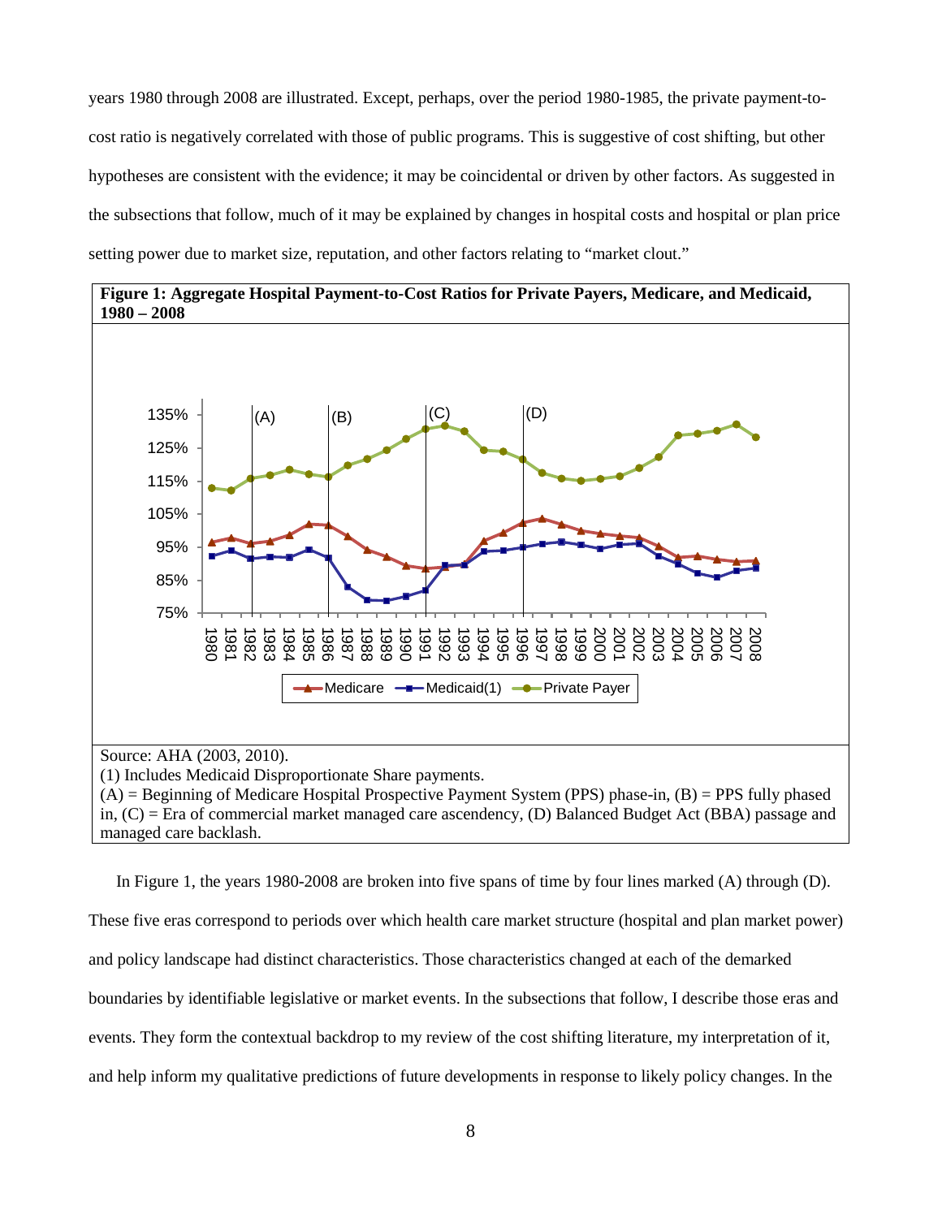years 1980 through 2008 are illustrated. Except, perhaps, over the period 1980-1985, the private payment-to-cost ratio is negatively correlated with those of public programs. This is suggestive of cost shifting, but other hypotheses are consistent with the evidence; it may be coincidental or driven by other factors. As suggested in the subsections that follow, much of it may be explained by changes in hospital costs and hospital or plan price setting power due to market size, reputation, and other factors relating to "market clout."

**Figure 1: Aggregate Hospital Payment-to-Cost Ratios for Private Payers, Medicare, and Medicaid, 1980 – 2008**

Source: AHA (2003, 2010).
(1) Includes Medicaid Disproportionate Share payments.
(A) = Beginning of Medicare Hospital Prospective Payment System (PPS) phase-in, (B) = PPS fully phased in, (C) = Era of commercial market managed care ascendency, (D) Balanced Budget Act (BBA) passage and managed care backlash.

In Figure 1, the years 1980-2008 are broken into five spans of time by four lines marked (A) through (D). These five eras correspond to periods over which health care market structure (hospital and plan market power) and policy landscape had distinct characteristics. Those characteristics changed at each of the demarked boundaries by identifiable legislative or market events. In the subsections that follow, I describe those eras and events. They form the contextual backdrop to my review of the cost shifting literature, my interpretation of it, and help inform my qualitative predictions of future developments in response to likely policy changes. In the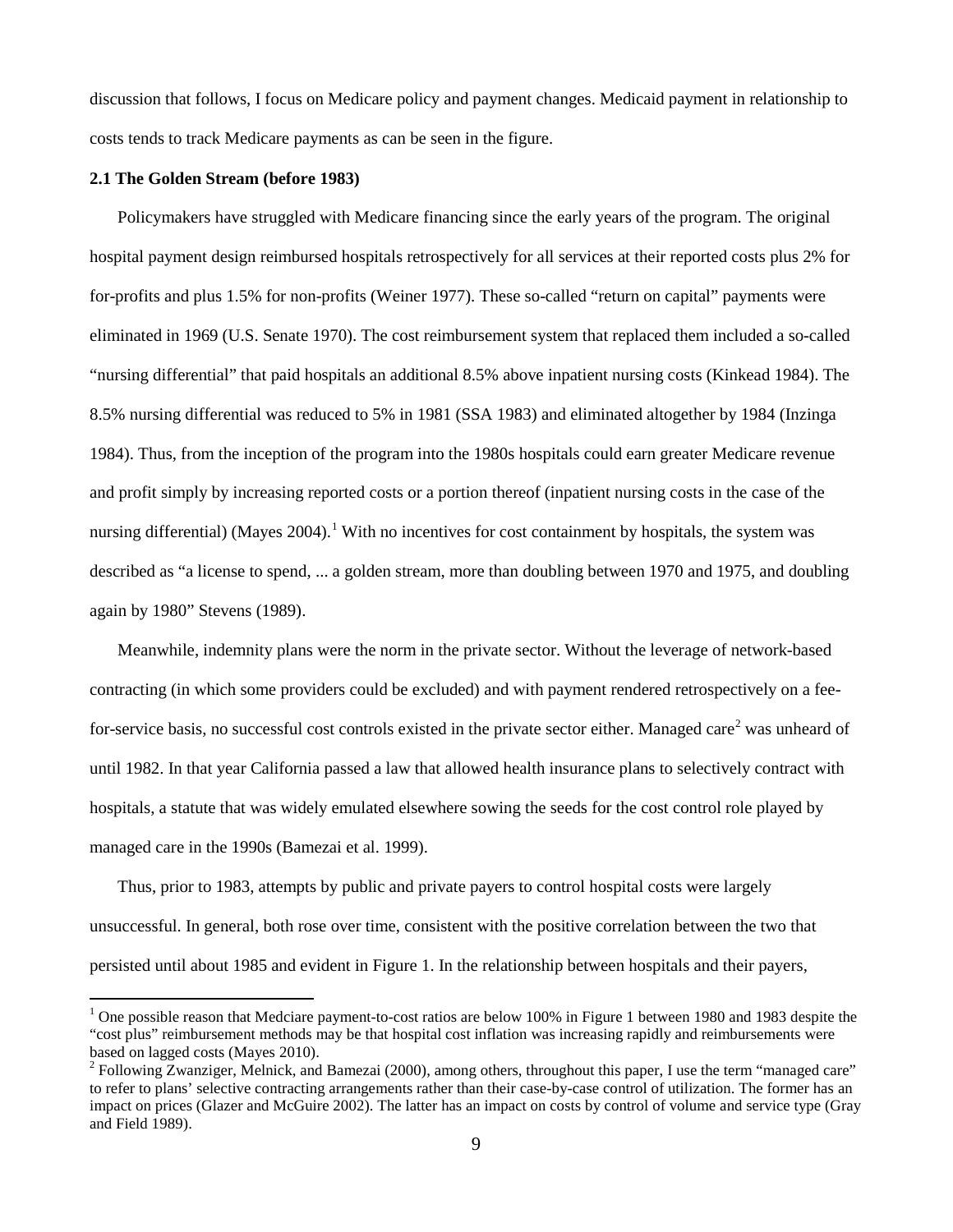discussion that follows, I focus on Medicare policy and payment changes. Medicaid payment in relationship to costs tends to track Medicare payments as can be seen in the figure.

**2.1 The Golden Stream (before 1983)**

Policymakers have struggled with Medicare financing since the early years of the program. The original hospital payment design reimbursed hospitals retrospectively for all services at their reported costs plus 2% for for-profits and plus 1.5% for non-profits (Weiner 1977). These so-called "return on capital" payments were eliminated in 1969 (U.S. Senate 1970). The cost reimbursement system that replaced them included a so-called "nursing differential" that paid hospitals an additional 8.5% above inpatient nursing costs (Kinkead 1984). The 8.5% nursing differential was reduced to 5% in 1981 (SSA 1983) and eliminated altogether by 1984 (Inzinga 1984). Thus, from the inception of the program into the 1980s hospitals could earn greater Medicare revenue and profit simply by increasing reported costs or a portion thereof (inpatient nursing costs in the case of the nursing differential) (Mayes 2004).[1] With no incentives for cost containment by hospitals, the system was described as "a license to spend, ... a golden stream, more than doubling between 1970 and 1975, and doubling again by 1980" Stevens (1989).

Meanwhile, indemnity plans were the norm in the private sector. Without the leverage of network-based contracting (in which some providers could be excluded) and with payment rendered retrospectively on a fee-for-service basis, no successful cost controls existed in the private sector either. Managed care[2] was unheard of until 1982. In that year California passed a law that allowed health insurance plans to selectively contract with hospitals, a statute that was widely emulated elsewhere sowing the seeds for the cost control role played by managed care in the 1990s (Bamezai et al. 1999).

Thus, prior to 1983, attempts by public and private payers to control hospital costs were largely unsuccessful. In general, both rose over time, consistent with the positive correlation between the two that persisted until about 1985 and evident in Figure 1. In the relationship between hospitals and their payers,

[1] One possible reason that Medciare payment-to-cost ratios are below 100% in Figure 1 between 1980 and 1983 despite the "cost plus" reimbursement methods may be that hospital cost inflation was increasing rapidly and reimbursements were based on lagged costs (Mayes 2010).

[2] Following Zwanziger, Melnick, and Bamezai (2000), among others, throughout this paper, I use the term "managed care" to refer to plans' selective contracting arrangements rather than their case-by-case control of utilization. The former has an impact on prices (Glazer and McGuire 2002). The latter has an impact on costs by control of volume and service type (Gray and Field 1989).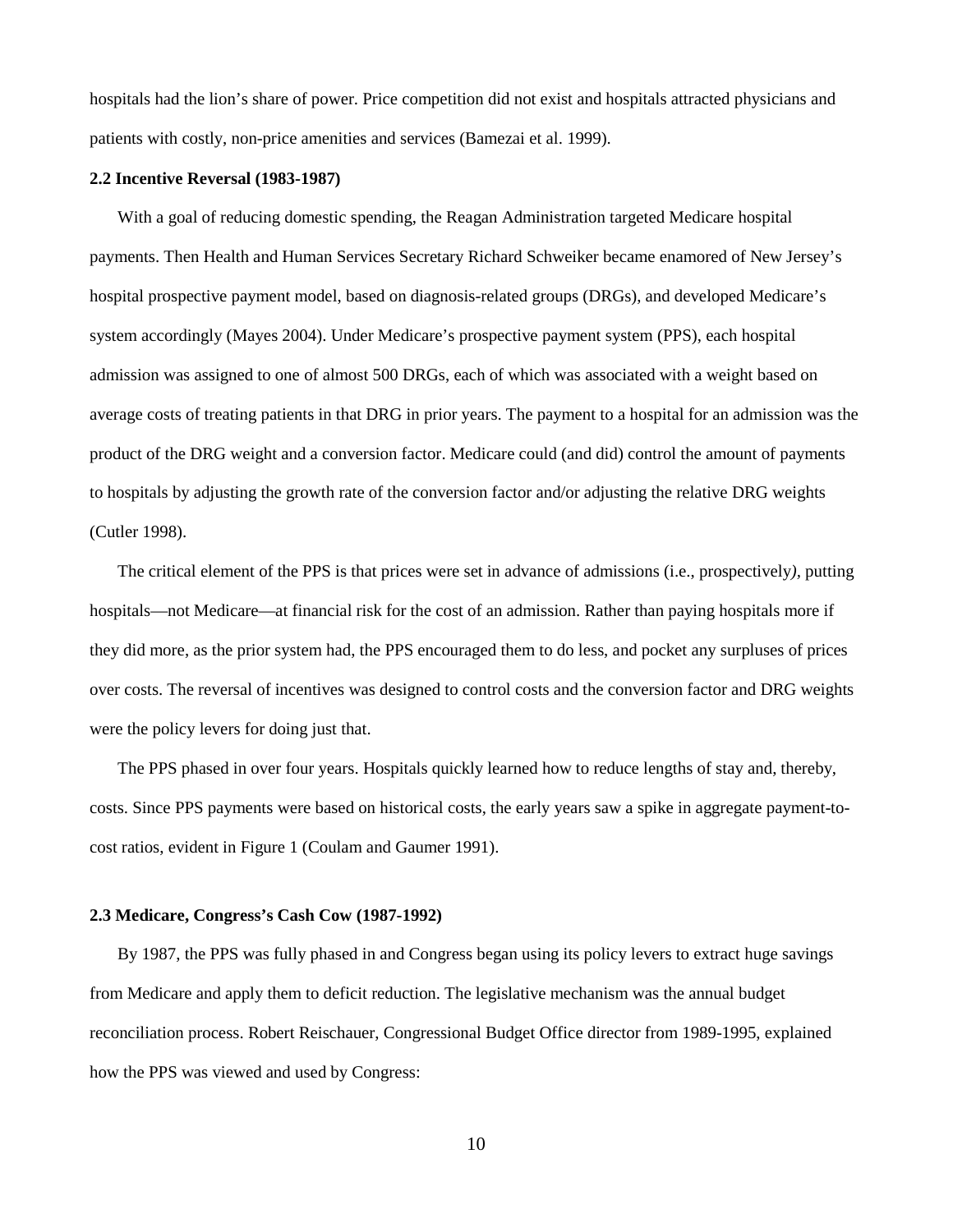hospitals had the lion's share of power. Price competition did not exist and hospitals attracted physicians and patients with costly, non-price amenities and services (Bamezai et al. 1999).

### 2.2 Incentive Reversal (1983-1987)

With a goal of reducing domestic spending, the Reagan Administration targeted Medicare hospital payments. Then Health and Human Services Secretary Richard Schweiker became enamored of New Jersey's hospital prospective payment model, based on diagnosis-related groups (DRGs), and developed Medicare's system accordingly (Mayes 2004). Under Medicare's prospective payment system (PPS), each hospital admission was assigned to one of almost 500 DRGs, each of which was associated with a weight based on average costs of treating patients in that DRG in prior years. The payment to a hospital for an admission was the product of the DRG weight and a conversion factor. Medicare could (and did) control the amount of payments to hospitals by adjusting the growth rate of the conversion factor and/or adjusting the relative DRG weights (Cutler 1998).

The critical element of the PPS is that prices were set in advance of admissions (i.e., prospectively), putting hospitals—not Medicare—at financial risk for the cost of an admission. Rather than paying hospitals more if they did more, as the prior system had, the PPS encouraged them to do less, and pocket any surpluses of prices over costs. The reversal of incentives was designed to control costs and the conversion factor and DRG weights were the policy levers for doing just that.

The PPS phased in over four years. Hospitals quickly learned how to reduce lengths of stay and, thereby, costs. Since PPS payments were based on historical costs, the early years saw a spike in aggregate payment-to-cost ratios, evident in Figure 1 (Coulam and Gaumer 1991).

### 2.3 Medicare, Congress's Cash Cow (1987-1992)

By 1987, the PPS was fully phased in and Congress began using its policy levers to extract huge savings from Medicare and apply them to deficit reduction. The legislative mechanism was the annual budget reconciliation process. Robert Reischauer, Congressional Budget Office director from 1989-1995, explained how the PPS was viewed and used by Congress: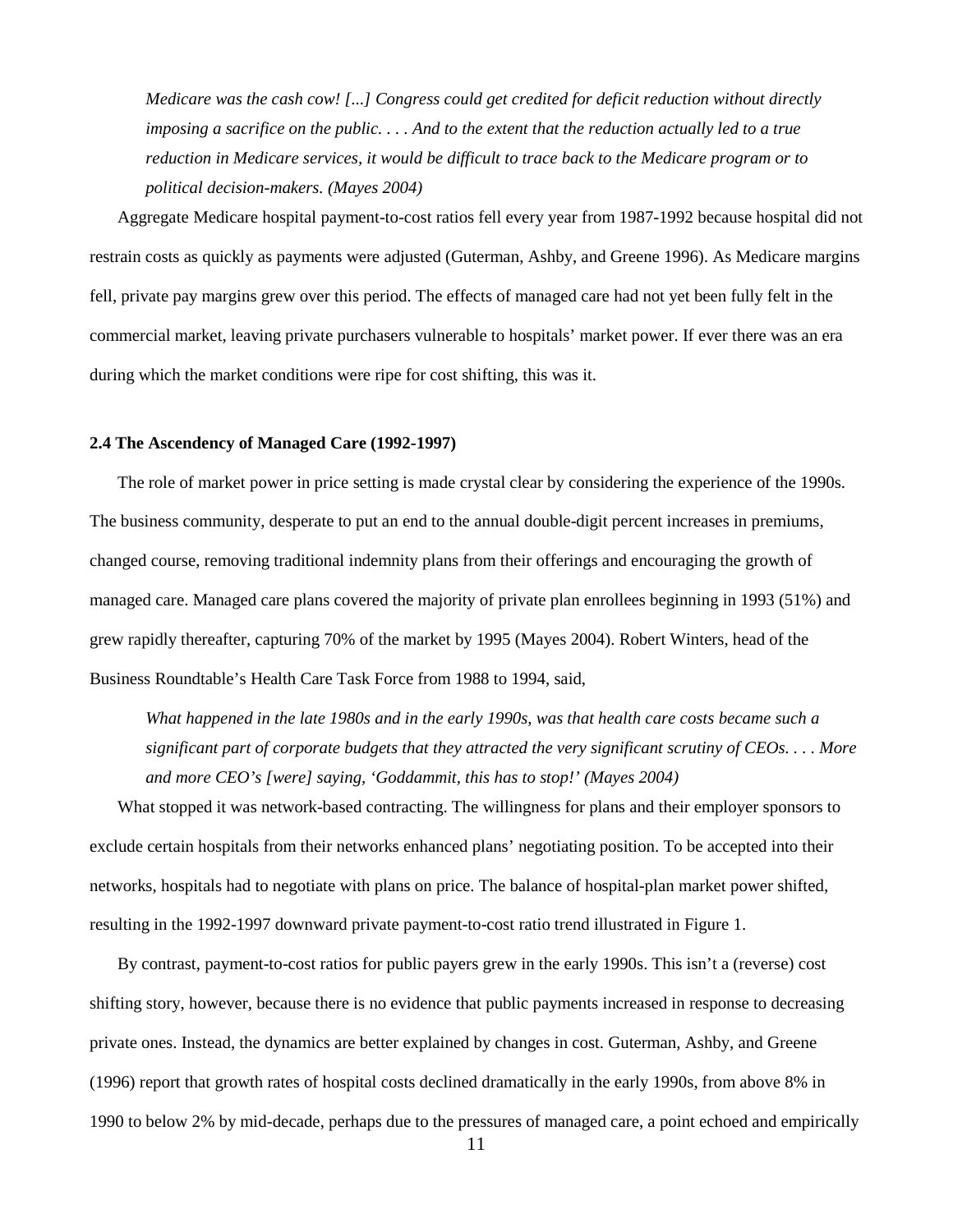*Medicare was the cash cow! [...] Congress could get credited for deficit reduction without directly imposing a sacrifice on the public. . . . And to the extent that the reduction actually led to a true reduction in Medicare services, it would be difficult to trace back to the Medicare program or to political decision-makers. (Mayes 2004)*

Aggregate Medicare hospital payment-to-cost ratios fell every year from 1987-1992 because hospital did not restrain costs as quickly as payments were adjusted (Guterman, Ashby, and Greene 1996). As Medicare margins fell, private pay margins grew over this period. The effects of managed care had not yet been fully felt in the commercial market, leaving private purchasers vulnerable to hospitals' market power. If ever there was an era during which the market conditions were ripe for cost shifting, this was it.

### 2.4 The Ascendency of Managed Care (1992-1997)

The role of market power in price setting is made crystal clear by considering the experience of the 1990s. The business community, desperate to put an end to the annual double-digit percent increases in premiums, changed course, removing traditional indemnity plans from their offerings and encouraging the growth of managed care. Managed care plans covered the majority of private plan enrollees beginning in 1993 (51%) and grew rapidly thereafter, capturing 70% of the market by 1995 (Mayes 2004). Robert Winters, head of the Business Roundtable's Health Care Task Force from 1988 to 1994, said,

*What happened in the late 1980s and in the early 1990s, was that health care costs became such a significant part of corporate budgets that they attracted the very significant scrutiny of CEOs. . . . More and more CEO's [were] saying, 'Goddammit, this has to stop!' (Mayes 2004)*

What stopped it was network-based contracting. The willingness for plans and their employer sponsors to exclude certain hospitals from their networks enhanced plans' negotiating position. To be accepted into their networks, hospitals had to negotiate with plans on price. The balance of hospital-plan market power shifted, resulting in the 1992-1997 downward private payment-to-cost ratio trend illustrated in Figure 1.

By contrast, payment-to-cost ratios for public payers grew in the early 1990s. This isn't a (reverse) cost shifting story, however, because there is no evidence that public payments increased in response to decreasing private ones. Instead, the dynamics are better explained by changes in cost. Guterman, Ashby, and Greene (1996) report that growth rates of hospital costs declined dramatically in the early 1990s, from above 8% in 1990 to below 2% by mid-decade, perhaps due to the pressures of managed care, a point echoed and empirically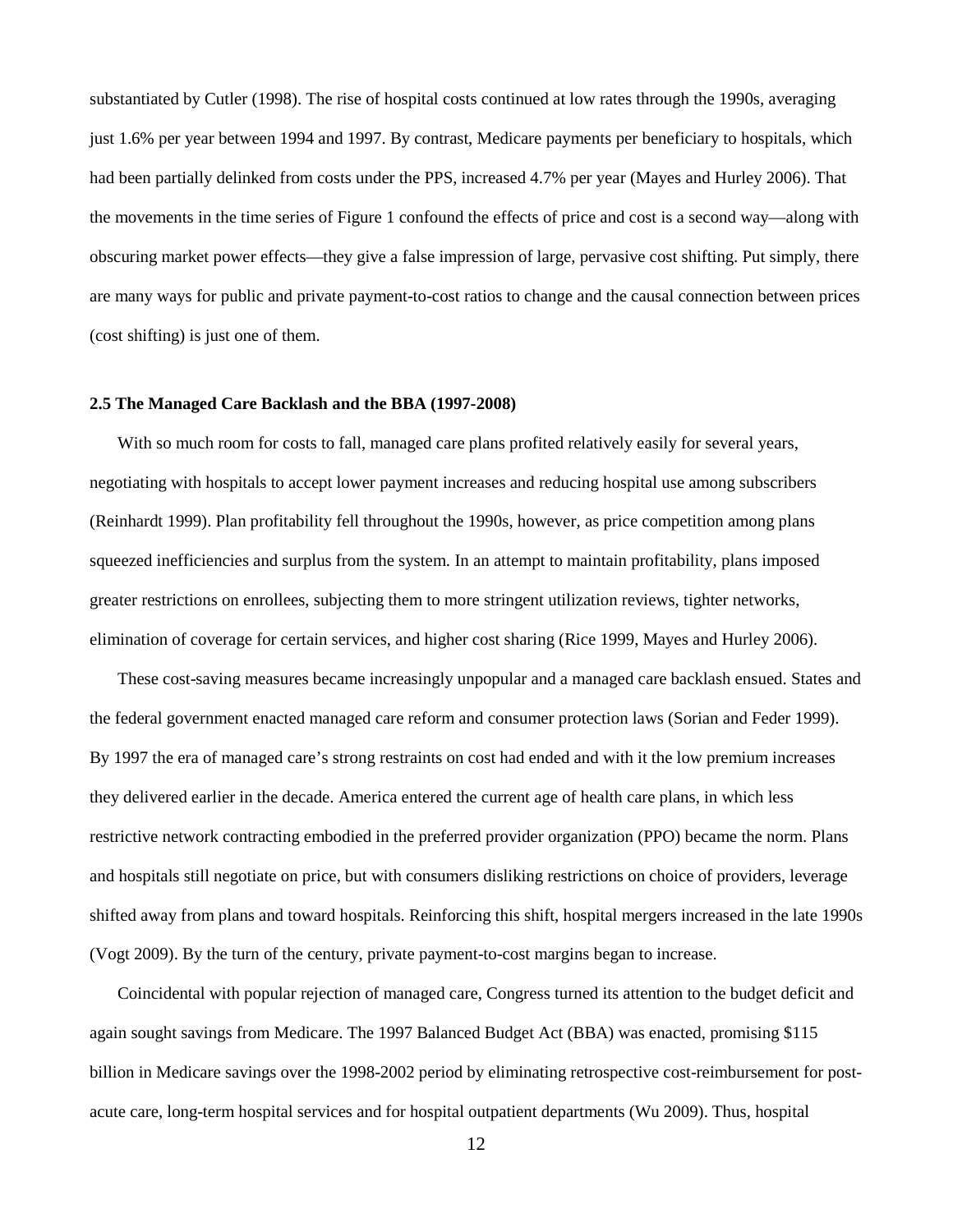substantiated by Cutler (1998). The rise of hospital costs continued at low rates through the 1990s, averaging just 1.6% per year between 1994 and 1997. By contrast, Medicare payments per beneficiary to hospitals, which had been partially delinked from costs under the PPS, increased 4.7% per year (Mayes and Hurley 2006). That the movements in the time series of Figure 1 confound the effects of price and cost is a second way—along with obscuring market power effects—they give a false impression of large, pervasive cost shifting. Put simply, there are many ways for public and private payment-to-cost ratios to change and the causal connection between prices (cost shifting) is just one of them.

### 2.5 The Managed Care Backlash and the BBA (1997-2008)

With so much room for costs to fall, managed care plans profited relatively easily for several years, negotiating with hospitals to accept lower payment increases and reducing hospital use among subscribers (Reinhardt 1999). Plan profitability fell throughout the 1990s, however, as price competition among plans squeezed inefficiencies and surplus from the system. In an attempt to maintain profitability, plans imposed greater restrictions on enrollees, subjecting them to more stringent utilization reviews, tighter networks, elimination of coverage for certain services, and higher cost sharing (Rice 1999, Mayes and Hurley 2006).

These cost-saving measures became increasingly unpopular and a managed care backlash ensued. States and the federal government enacted managed care reform and consumer protection laws (Sorian and Feder 1999). By 1997 the era of managed care's strong restraints on cost had ended and with it the low premium increases they delivered earlier in the decade. America entered the current age of health care plans, in which less restrictive network contracting embodied in the preferred provider organization (PPO) became the norm. Plans and hospitals still negotiate on price, but with consumers disliking restrictions on choice of providers, leverage shifted away from plans and toward hospitals. Reinforcing this shift, hospital mergers increased in the late 1990s (Vogt 2009). By the turn of the century, private payment-to-cost margins began to increase.

Coincidental with popular rejection of managed care, Congress turned its attention to the budget deficit and again sought savings from Medicare. The 1997 Balanced Budget Act (BBA) was enacted, promising $115 billion in Medicare savings over the 1998-2002 period by eliminating retrospective cost-reimbursement for post-acute care, long-term hospital services and for hospital outpatient departments (Wu 2009). Thus, hospital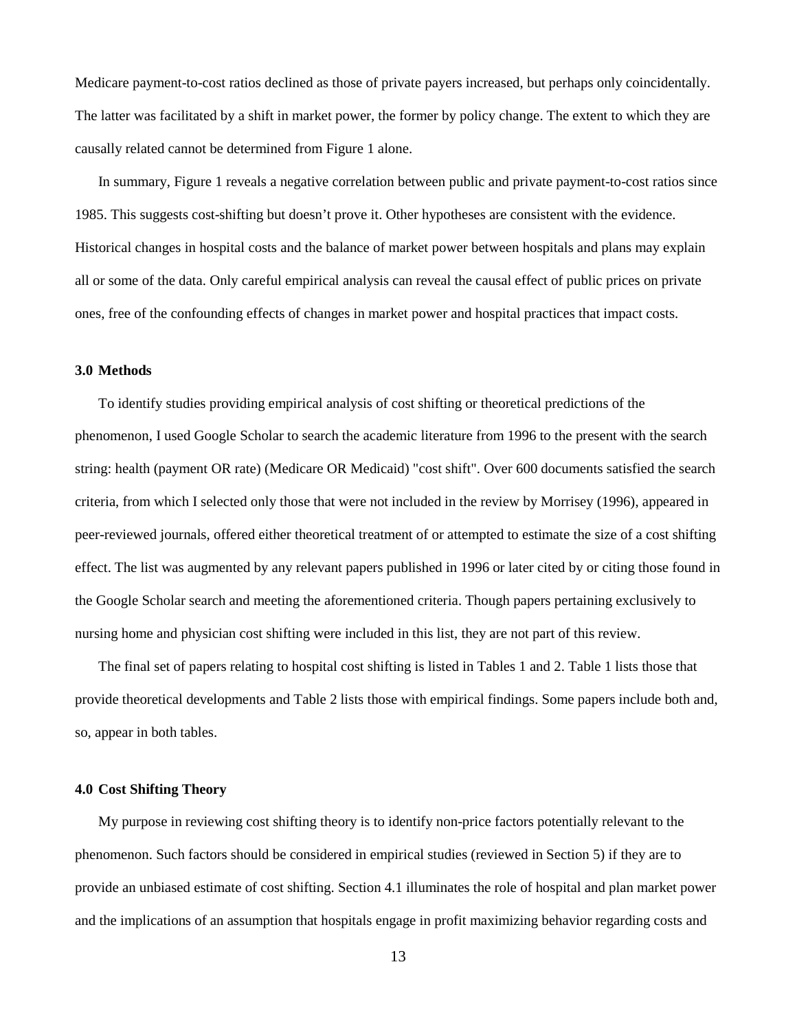Medicare payment-to-cost ratios declined as those of private payers increased, but perhaps only coincidentally. The latter was facilitated by a shift in market power, the former by policy change. The extent to which they are causally related cannot be determined from Figure 1 alone.

In summary, Figure 1 reveals a negative correlation between public and private payment-to-cost ratios since 1985. This suggests cost-shifting but doesn't prove it. Other hypotheses are consistent with the evidence. Historical changes in hospital costs and the balance of market power between hospitals and plans may explain all or some of the data. Only careful empirical analysis can reveal the causal effect of public prices on private ones, free of the confounding effects of changes in market power and hospital practices that impact costs.

## 3.0 Methods

To identify studies providing empirical analysis of cost shifting or theoretical predictions of the phenomenon, I used Google Scholar to search the academic literature from 1996 to the present with the search string: health (payment OR rate) (Medicare OR Medicaid) "cost shift". Over 600 documents satisfied the search criteria, from which I selected only those that were not included in the review by Morrisey (1996), appeared in peer-reviewed journals, offered either theoretical treatment of or attempted to estimate the size of a cost shifting effect. The list was augmented by any relevant papers published in 1996 or later cited by or citing those found in the Google Scholar search and meeting the aforementioned criteria. Though papers pertaining exclusively to nursing home and physician cost shifting were included in this list, they are not part of this review.

The final set of papers relating to hospital cost shifting is listed in Tables 1 and 2. Table 1 lists those that provide theoretical developments and Table 2 lists those with empirical findings. Some papers include both and, so, appear in both tables.

## 4.0 Cost Shifting Theory

My purpose in reviewing cost shifting theory is to identify non-price factors potentially relevant to the phenomenon. Such factors should be considered in empirical studies (reviewed in Section 5) if they are to provide an unbiased estimate of cost shifting. Section 4.1 illuminates the role of hospital and plan market power and the implications of an assumption that hospitals engage in profit maximizing behavior regarding costs and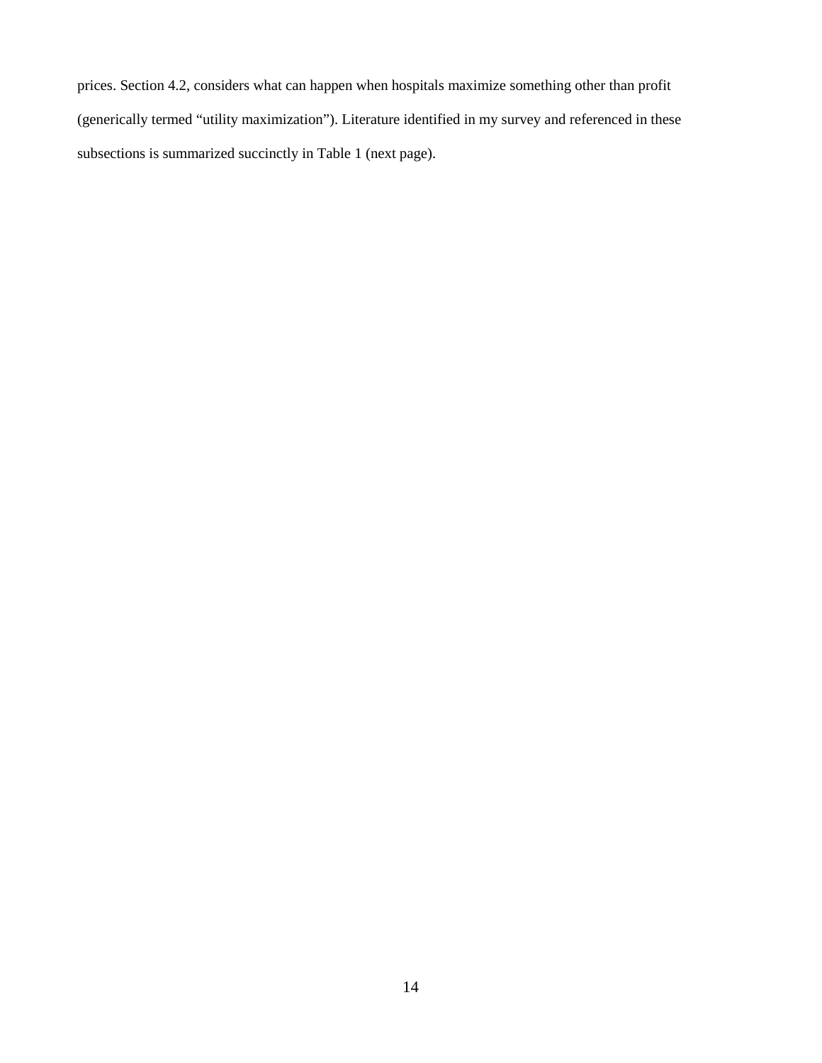prices. Section 4.2, considers what can happen when hospitals maximize something other than profit (generically termed "utility maximization"). Literature identified in my survey and referenced in these subsections is summarized succinctly in Table 1 (next page).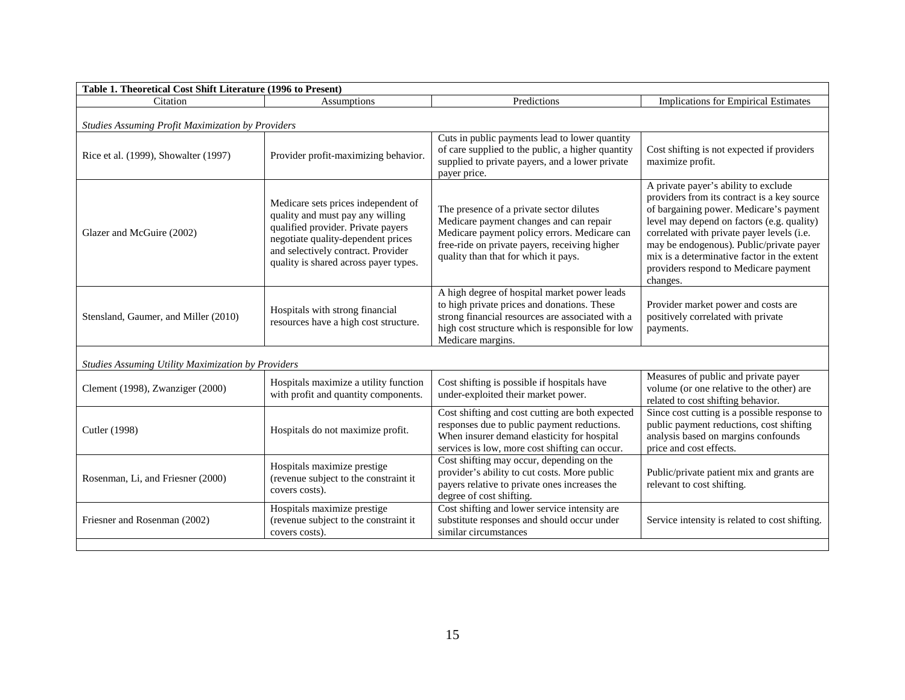**Table 1. Theoretical Cost Shift Literature (1996 to Present)**

| Citation | Assumptions | Predictions | Implications for Empirical Estimates |
|---|---|---|---|
| *Studies Assuming Profit Maximization by Providers* | | | |
| Rice et al. (1999), Showalter (1997) | Provider profit-maximizing behavior. | Cuts in public payments lead to lower quantity of care supplied to the public, a higher quantity supplied to private payers, and a lower private payer price. | Cost shifting is not expected if providers maximize profit. |
| Glazer and McGuire (2002) | Medicare sets prices independent of quality and must pay any willing qualified provider. Private payers negotiate quality-dependent prices and selectively contract. Provider quality is shared across payer types. | The presence of a private sector dilutes Medicare payment changes and can repair Medicare payment policy errors. Medicare can free-ride on private payers, receiving higher quality than that for which it pays. | A private payer's ability to exclude providers from its contract is a key source of bargaining power. Medicare's payment level may depend on factors (e.g. quality) correlated with private payer levels (i.e. may be endogenous). Public/private payer mix is a determinative factor in the extent providers respond to Medicare payment changes. |
| Stensland, Gaumer, and Miller (2010) | Hospitals with strong financial resources have a high cost structure. | A high degree of hospital market power leads to high private prices and donations. These strong financial resources are associated with a high cost structure which is responsible for low Medicare margins. | Provider market power and costs are positively correlated with private payments. |
| *Studies Assuming Utility Maximization by Providers* | | | |
| Clement (1998), Zwanziger (2000) | Hospitals maximize a utility function with profit and quantity components. | Cost shifting is possible if hospitals have under-exploited their market power. | Measures of public and private payer volume (or one relative to the other) are related to cost shifting behavior. |
| Cutler (1998) | Hospitals do not maximize profit. | Cost shifting and cost cutting are both expected responses due to public payment reductions. When insurer demand elasticity for hospital services is low, more cost shifting can occur. | Since cost cutting is a possible response to public payment reductions, cost shifting analysis based on margins confounds price and cost effects. |
| Rosenman, Li, and Friesner (2000) | Hospitals maximize prestige (revenue subject to the constraint it covers costs). | Cost shifting may occur, depending on the provider's ability to cut costs. More public payers relative to private ones increases the degree of cost shifting. | Public/private patient mix and grants are relevant to cost shifting. |
| Friesner and Rosenman (2002) | Hospitals maximize prestige (revenue subject to the constraint it covers costs). | Cost shifting and lower service intensity are substitute responses and should occur under similar circumstances | Service intensity is related to cost shifting. |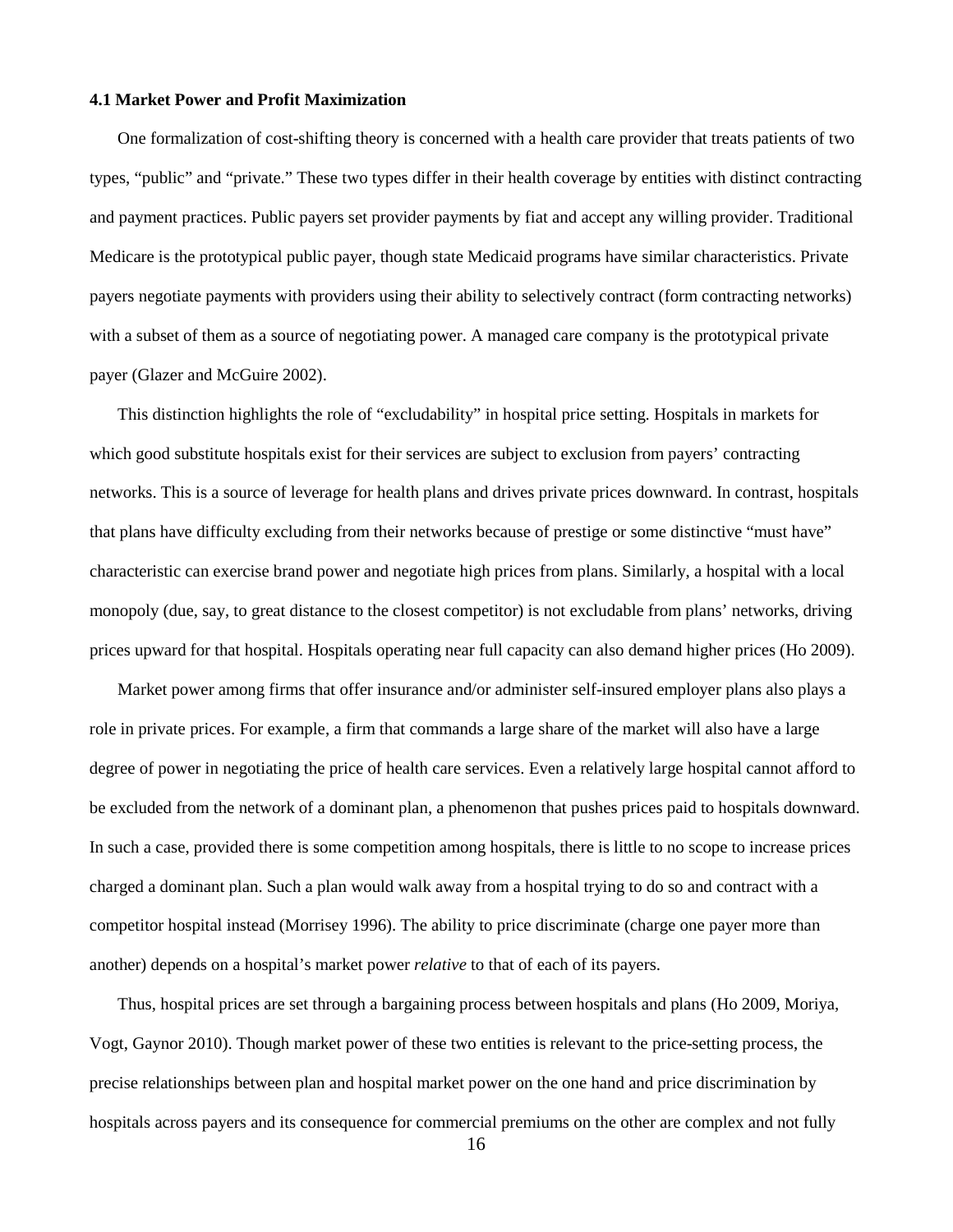### 4.1 Market Power and Profit Maximization

One formalization of cost-shifting theory is concerned with a health care provider that treats patients of two types, "public" and "private." These two types differ in their health coverage by entities with distinct contracting and payment practices. Public payers set provider payments by fiat and accept any willing provider. Traditional Medicare is the prototypical public payer, though state Medicaid programs have similar characteristics. Private payers negotiate payments with providers using their ability to selectively contract (form contracting networks) with a subset of them as a source of negotiating power. A managed care company is the prototypical private payer (Glazer and McGuire 2002).

This distinction highlights the role of "excludability" in hospital price setting. Hospitals in markets for which good substitute hospitals exist for their services are subject to exclusion from payers' contracting networks. This is a source of leverage for health plans and drives private prices downward. In contrast, hospitals that plans have difficulty excluding from their networks because of prestige or some distinctive "must have" characteristic can exercise brand power and negotiate high prices from plans. Similarly, a hospital with a local monopoly (due, say, to great distance to the closest competitor) is not excludable from plans' networks, driving prices upward for that hospital. Hospitals operating near full capacity can also demand higher prices (Ho 2009).

Market power among firms that offer insurance and/or administer self-insured employer plans also plays a role in private prices. For example, a firm that commands a large share of the market will also have a large degree of power in negotiating the price of health care services. Even a relatively large hospital cannot afford to be excluded from the network of a dominant plan, a phenomenon that pushes prices paid to hospitals downward. In such a case, provided there is some competition among hospitals, there is little to no scope to increase prices charged a dominant plan. Such a plan would walk away from a hospital trying to do so and contract with a competitor hospital instead (Morrisey 1996). The ability to price discriminate (charge one payer more than another) depends on a hospital's market power *relative* to that of each of its payers.

Thus, hospital prices are set through a bargaining process between hospitals and plans (Ho 2009, Moriya, Vogt, Gaynor 2010). Though market power of these two entities is relevant to the price-setting process, the precise relationships between plan and hospital market power on the one hand and price discrimination by hospitals across payers and its consequence for commercial premiums on the other are complex and not fully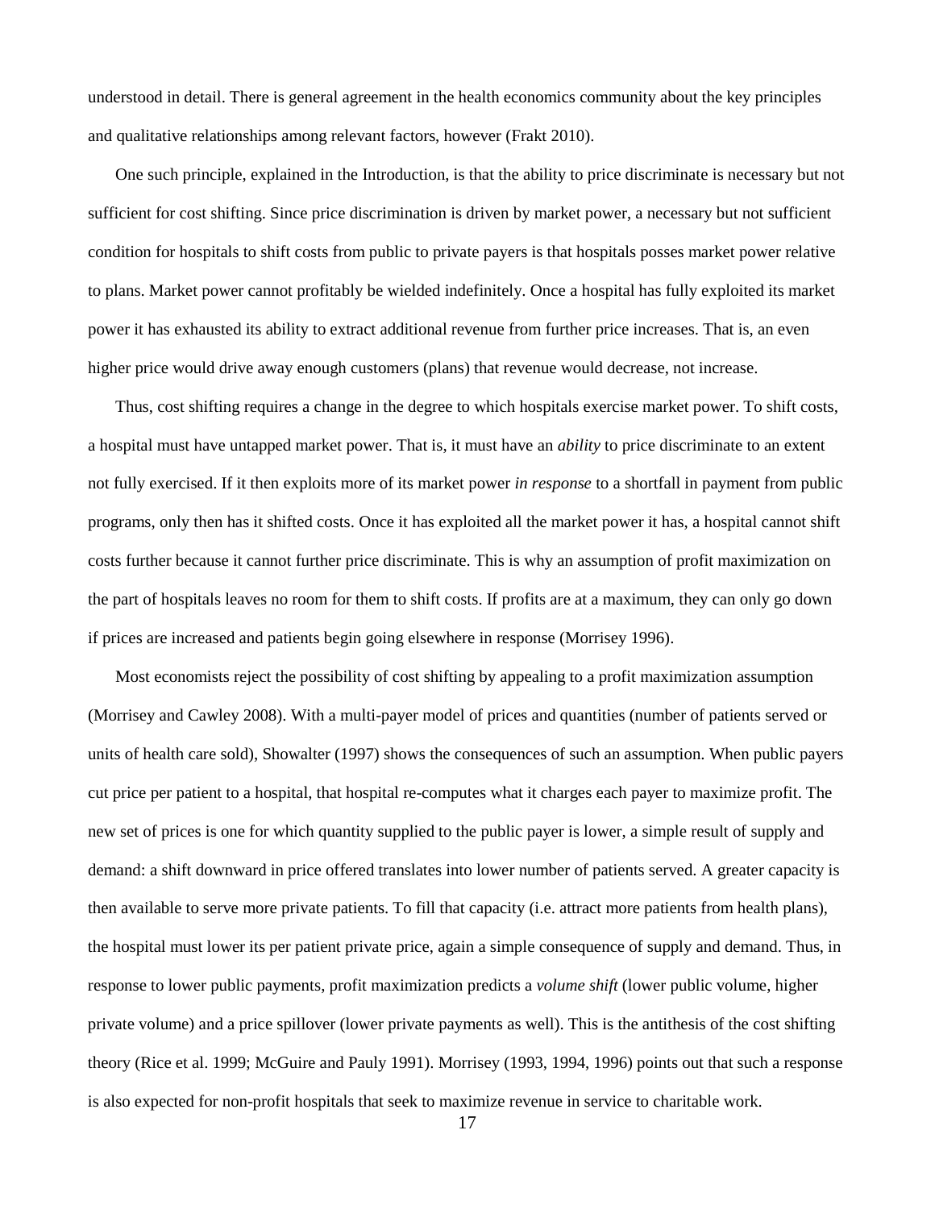understood in detail. There is general agreement in the health economics community about the key principles and qualitative relationships among relevant factors, however (Frakt 2010).

One such principle, explained in the Introduction, is that the ability to price discriminate is necessary but not sufficient for cost shifting. Since price discrimination is driven by market power, a necessary but not sufficient condition for hospitals to shift costs from public to private payers is that hospitals posses market power relative to plans. Market power cannot profitably be wielded indefinitely. Once a hospital has fully exploited its market power it has exhausted its ability to extract additional revenue from further price increases. That is, an even higher price would drive away enough customers (plans) that revenue would decrease, not increase.

Thus, cost shifting requires a change in the degree to which hospitals exercise market power. To shift costs, a hospital must have untapped market power. That is, it must have an *ability* to price discriminate to an extent not fully exercised. If it then exploits more of its market power *in response* to a shortfall in payment from public programs, only then has it shifted costs. Once it has exploited all the market power it has, a hospital cannot shift costs further because it cannot further price discriminate. This is why an assumption of profit maximization on the part of hospitals leaves no room for them to shift costs. If profits are at a maximum, they can only go down if prices are increased and patients begin going elsewhere in response (Morrisey 1996).

Most economists reject the possibility of cost shifting by appealing to a profit maximization assumption (Morrisey and Cawley 2008). With a multi-payer model of prices and quantities (number of patients served or units of health care sold), Showalter (1997) shows the consequences of such an assumption. When public payers cut price per patient to a hospital, that hospital re-computes what it charges each payer to maximize profit. The new set of prices is one for which quantity supplied to the public payer is lower, a simple result of supply and demand: a shift downward in price offered translates into lower number of patients served. A greater capacity is then available to serve more private patients. To fill that capacity (i.e. attract more patients from health plans), the hospital must lower its per patient private price, again a simple consequence of supply and demand. Thus, in response to lower public payments, profit maximization predicts a *volume shift* (lower public volume, higher private volume) and a price spillover (lower private payments as well). This is the antithesis of the cost shifting theory (Rice et al. 1999; McGuire and Pauly 1991). Morrisey (1993, 1994, 1996) points out that such a response is also expected for non-profit hospitals that seek to maximize revenue in service to charitable work.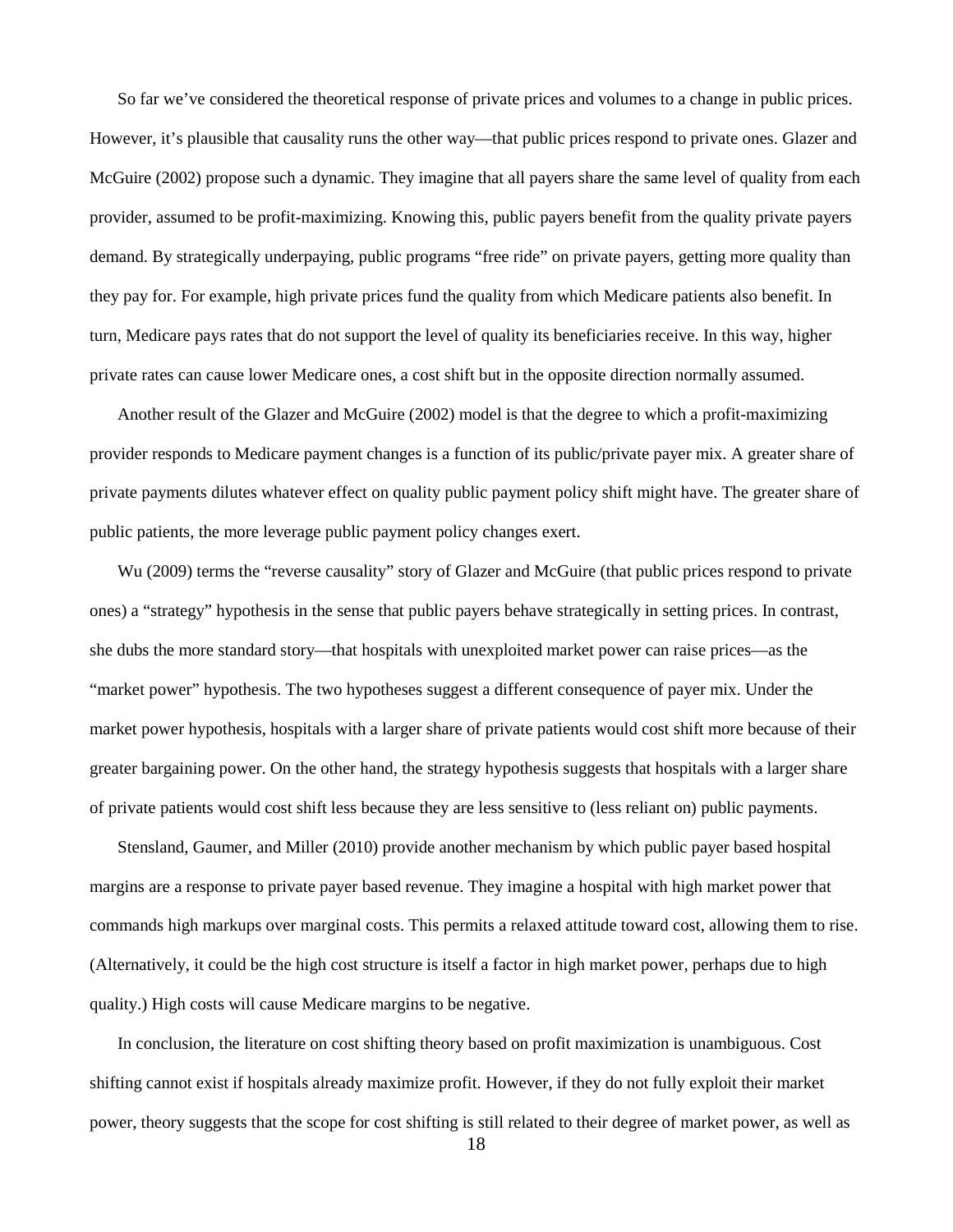So far we've considered the theoretical response of private prices and volumes to a change in public prices. However, it's plausible that causality runs the other way—that public prices respond to private ones. Glazer and McGuire (2002) propose such a dynamic. They imagine that all payers share the same level of quality from each provider, assumed to be profit-maximizing. Knowing this, public payers benefit from the quality private payers demand. By strategically underpaying, public programs "free ride" on private payers, getting more quality than they pay for. For example, high private prices fund the quality from which Medicare patients also benefit. In turn, Medicare pays rates that do not support the level of quality its beneficiaries receive. In this way, higher private rates can cause lower Medicare ones, a cost shift but in the opposite direction normally assumed.

Another result of the Glazer and McGuire (2002) model is that the degree to which a profit-maximizing provider responds to Medicare payment changes is a function of its public/private payer mix. A greater share of private payments dilutes whatever effect on quality public payment policy shift might have. The greater share of public patients, the more leverage public payment policy changes exert.

Wu (2009) terms the "reverse causality" story of Glazer and McGuire (that public prices respond to private ones) a "strategy" hypothesis in the sense that public payers behave strategically in setting prices. In contrast, she dubs the more standard story—that hospitals with unexploited market power can raise prices—as the "market power" hypothesis. The two hypotheses suggest a different consequence of payer mix. Under the market power hypothesis, hospitals with a larger share of private patients would cost shift more because of their greater bargaining power. On the other hand, the strategy hypothesis suggests that hospitals with a larger share of private patients would cost shift less because they are less sensitive to (less reliant on) public payments.

Stensland, Gaumer, and Miller (2010) provide another mechanism by which public payer based hospital margins are a response to private payer based revenue. They imagine a hospital with high market power that commands high markups over marginal costs. This permits a relaxed attitude toward cost, allowing them to rise. (Alternatively, it could be the high cost structure is itself a factor in high market power, perhaps due to high quality.) High costs will cause Medicare margins to be negative.

In conclusion, the literature on cost shifting theory based on profit maximization is unambiguous. Cost shifting cannot exist if hospitals already maximize profit. However, if they do not fully exploit their market power, theory suggests that the scope for cost shifting is still related to their degree of market power, as well as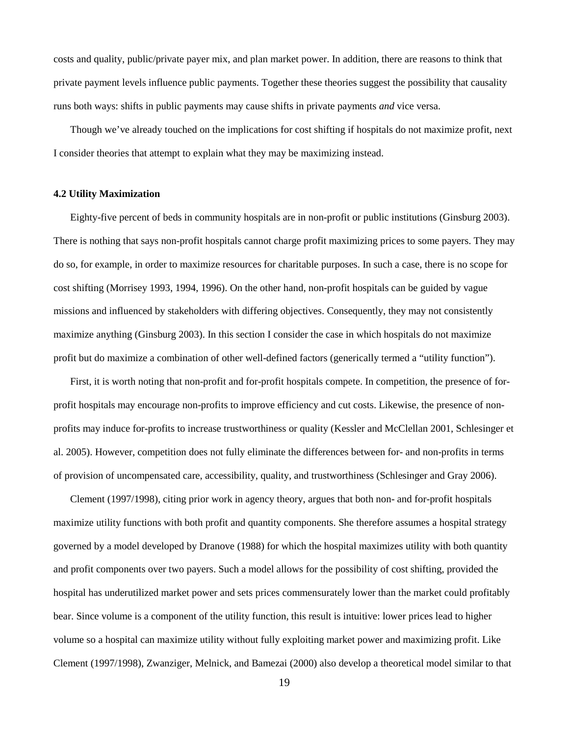costs and quality, public/private payer mix, and plan market power. In addition, there are reasons to think that private payment levels influence public payments. Together these theories suggest the possibility that causality runs both ways: shifts in public payments may cause shifts in private payments *and* vice versa.

Though we've already touched on the implications for cost shifting if hospitals do not maximize profit, next I consider theories that attempt to explain what they may be maximizing instead.

**4.2 Utility Maximization**

Eighty-five percent of beds in community hospitals are in non-profit or public institutions (Ginsburg 2003). There is nothing that says non-profit hospitals cannot charge profit maximizing prices to some payers. They may do so, for example, in order to maximize resources for charitable purposes. In such a case, there is no scope for cost shifting (Morrisey 1993, 1994, 1996). On the other hand, non-profit hospitals can be guided by vague missions and influenced by stakeholders with differing objectives. Consequently, they may not consistently maximize anything (Ginsburg 2003). In this section I consider the case in which hospitals do not maximize profit but do maximize a combination of other well-defined factors (generically termed a "utility function").

First, it is worth noting that non-profit and for-profit hospitals compete. In competition, the presence of for-profit hospitals may encourage non-profits to improve efficiency and cut costs. Likewise, the presence of non-profits may induce for-profits to increase trustworthiness or quality (Kessler and McClellan 2001, Schlesinger et al. 2005). However, competition does not fully eliminate the differences between for- and non-profits in terms of provision of uncompensated care, accessibility, quality, and trustworthiness (Schlesinger and Gray 2006).

Clement (1997/1998), citing prior work in agency theory, argues that both non- and for-profit hospitals maximize utility functions with both profit and quantity components. She therefore assumes a hospital strategy governed by a model developed by Dranove (1988) for which the hospital maximizes utility with both quantity and profit components over two payers. Such a model allows for the possibility of cost shifting, provided the hospital has underutilized market power and sets prices commensurately lower than the market could profitably bear. Since volume is a component of the utility function, this result is intuitive: lower prices lead to higher volume so a hospital can maximize utility without fully exploiting market power and maximizing profit. Like Clement (1997/1998), Zwanziger, Melnick, and Bamezai (2000) also develop a theoretical model similar to that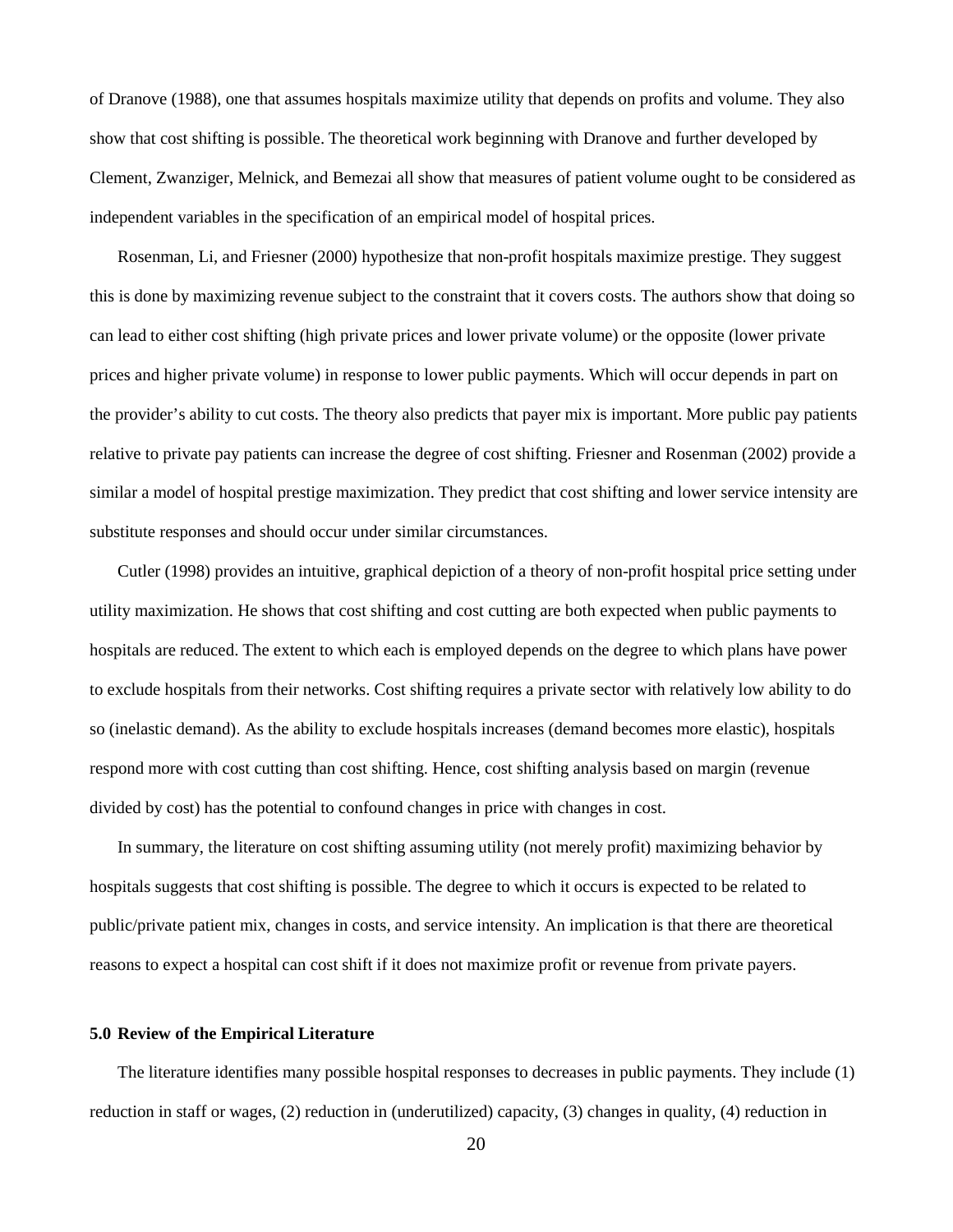of Dranove (1988), one that assumes hospitals maximize utility that depends on profits and volume. They also show that cost shifting is possible. The theoretical work beginning with Dranove and further developed by Clement, Zwanziger, Melnick, and Bemezai all show that measures of patient volume ought to be considered as independent variables in the specification of an empirical model of hospital prices.

Rosenman, Li, and Friesner (2000) hypothesize that non-profit hospitals maximize prestige. They suggest this is done by maximizing revenue subject to the constraint that it covers costs. The authors show that doing so can lead to either cost shifting (high private prices and lower private volume) or the opposite (lower private prices and higher private volume) in response to lower public payments. Which will occur depends in part on the provider's ability to cut costs. The theory also predicts that payer mix is important. More public pay patients relative to private pay patients can increase the degree of cost shifting. Friesner and Rosenman (2002) provide a similar a model of hospital prestige maximization. They predict that cost shifting and lower service intensity are substitute responses and should occur under similar circumstances.

Cutler (1998) provides an intuitive, graphical depiction of a theory of non-profit hospital price setting under utility maximization. He shows that cost shifting and cost cutting are both expected when public payments to hospitals are reduced. The extent to which each is employed depends on the degree to which plans have power to exclude hospitals from their networks. Cost shifting requires a private sector with relatively low ability to do so (inelastic demand). As the ability to exclude hospitals increases (demand becomes more elastic), hospitals respond more with cost cutting than cost shifting. Hence, cost shifting analysis based on margin (revenue divided by cost) has the potential to confound changes in price with changes in cost.

In summary, the literature on cost shifting assuming utility (not merely profit) maximizing behavior by hospitals suggests that cost shifting is possible. The degree to which it occurs is expected to be related to public/private patient mix, changes in costs, and service intensity. An implication is that there are theoretical reasons to expect a hospital can cost shift if it does not maximize profit or revenue from private payers.

## 5.0 Review of the Empirical Literature

The literature identifies many possible hospital responses to decreases in public payments. They include (1) reduction in staff or wages, (2) reduction in (underutilized) capacity, (3) changes in quality, (4) reduction in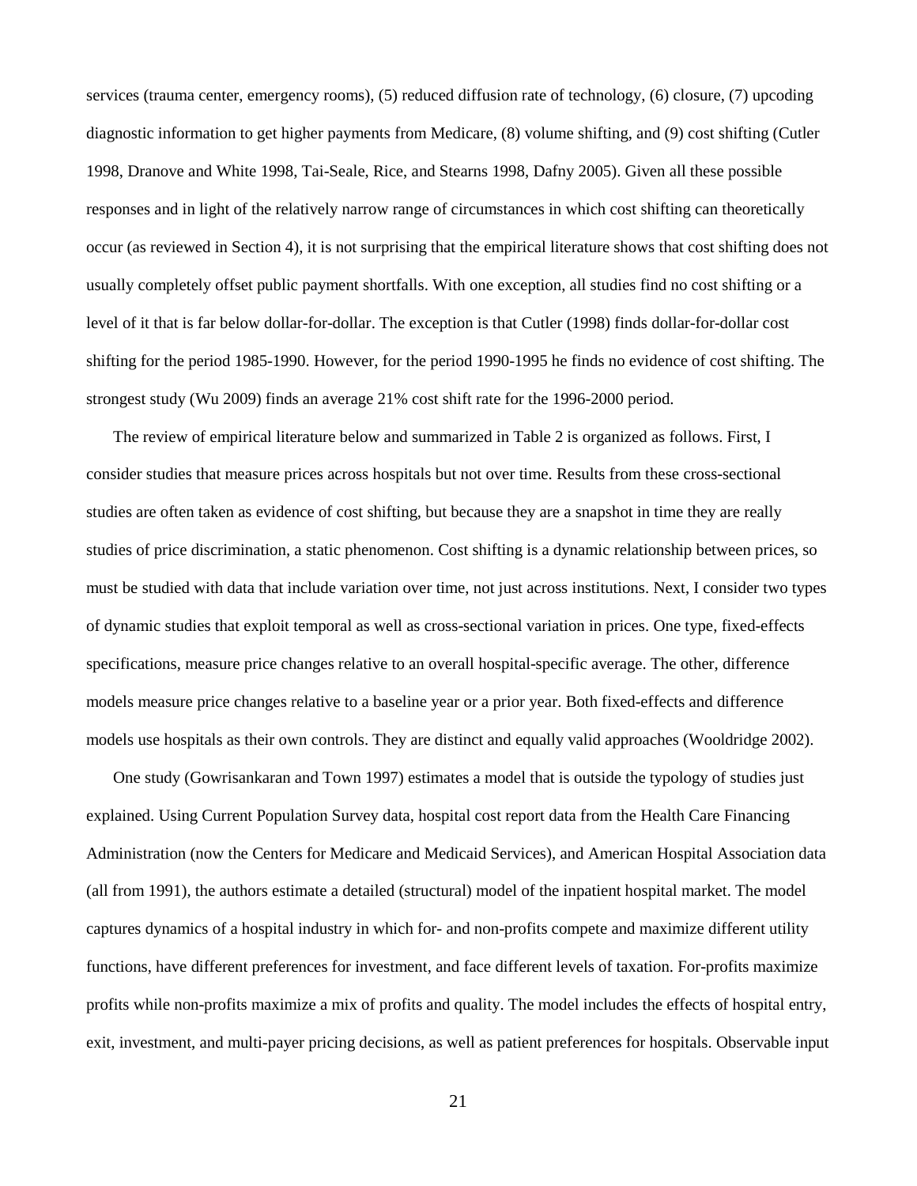services (trauma center, emergency rooms), (5) reduced diffusion rate of technology, (6) closure, (7) upcoding diagnostic information to get higher payments from Medicare, (8) volume shifting, and (9) cost shifting (Cutler 1998, Dranove and White 1998, Tai-Seale, Rice, and Stearns 1998, Dafny 2005). Given all these possible responses and in light of the relatively narrow range of circumstances in which cost shifting can theoretically occur (as reviewed in Section 4), it is not surprising that the empirical literature shows that cost shifting does not usually completely offset public payment shortfalls. With one exception, all studies find no cost shifting or a level of it that is far below dollar-for-dollar. The exception is that Cutler (1998) finds dollar-for-dollar cost shifting for the period 1985-1990. However, for the period 1990-1995 he finds no evidence of cost shifting. The strongest study (Wu 2009) finds an average 21% cost shift rate for the 1996-2000 period.

The review of empirical literature below and summarized in Table 2 is organized as follows. First, I consider studies that measure prices across hospitals but not over time. Results from these cross-sectional studies are often taken as evidence of cost shifting, but because they are a snapshot in time they are really studies of price discrimination, a static phenomenon. Cost shifting is a dynamic relationship between prices, so must be studied with data that include variation over time, not just across institutions. Next, I consider two types of dynamic studies that exploit temporal as well as cross-sectional variation in prices. One type, fixed-effects specifications, measure price changes relative to an overall hospital-specific average. The other, difference models measure price changes relative to a baseline year or a prior year. Both fixed-effects and difference models use hospitals as their own controls. They are distinct and equally valid approaches (Wooldridge 2002).

One study (Gowrisankaran and Town 1997) estimates a model that is outside the typology of studies just explained. Using Current Population Survey data, hospital cost report data from the Health Care Financing Administration (now the Centers for Medicare and Medicaid Services), and American Hospital Association data (all from 1991), the authors estimate a detailed (structural) model of the inpatient hospital market. The model captures dynamics of a hospital industry in which for- and non-profits compete and maximize different utility functions, have different preferences for investment, and face different levels of taxation. For-profits maximize profits while non-profits maximize a mix of profits and quality. The model includes the effects of hospital entry, exit, investment, and multi-payer pricing decisions, as well as patient preferences for hospitals. Observable input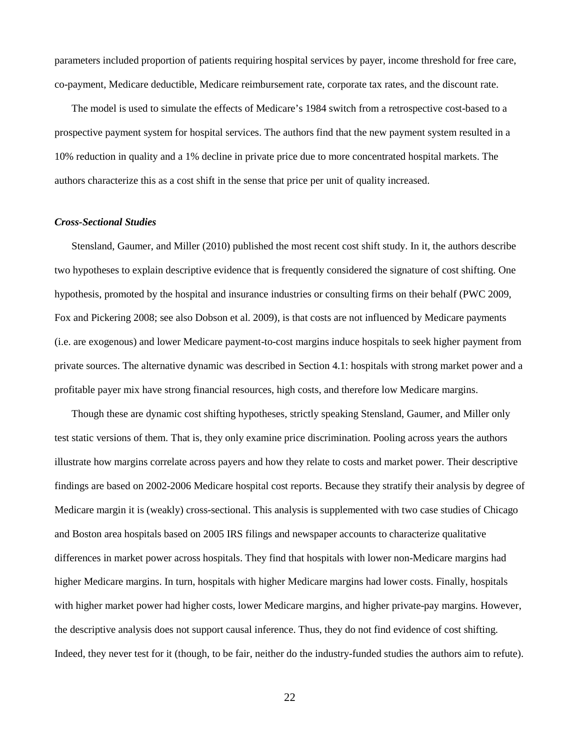parameters included proportion of patients requiring hospital services by payer, income threshold for free care, co-payment, Medicare deductible, Medicare reimbursement rate, corporate tax rates, and the discount rate.

The model is used to simulate the effects of Medicare's 1984 switch from a retrospective cost-based to a prospective payment system for hospital services. The authors find that the new payment system resulted in a 10% reduction in quality and a 1% decline in private price due to more concentrated hospital markets. The authors characterize this as a cost shift in the sense that price per unit of quality increased.

### *Cross-Sectional Studies*

Stensland, Gaumer, and Miller (2010) published the most recent cost shift study. In it, the authors describe two hypotheses to explain descriptive evidence that is frequently considered the signature of cost shifting. One hypothesis, promoted by the hospital and insurance industries or consulting firms on their behalf (PWC 2009, Fox and Pickering 2008; see also Dobson et al. 2009), is that costs are not influenced by Medicare payments (i.e. are exogenous) and lower Medicare payment-to-cost margins induce hospitals to seek higher payment from private sources. The alternative dynamic was described in Section 4.1: hospitals with strong market power and a profitable payer mix have strong financial resources, high costs, and therefore low Medicare margins.

Though these are dynamic cost shifting hypotheses, strictly speaking Stensland, Gaumer, and Miller only test static versions of them. That is, they only examine price discrimination. Pooling across years the authors illustrate how margins correlate across payers and how they relate to costs and market power. Their descriptive findings are based on 2002-2006 Medicare hospital cost reports. Because they stratify their analysis by degree of Medicare margin it is (weakly) cross-sectional. This analysis is supplemented with two case studies of Chicago and Boston area hospitals based on 2005 IRS filings and newspaper accounts to characterize qualitative differences in market power across hospitals. They find that hospitals with lower non-Medicare margins had higher Medicare margins. In turn, hospitals with higher Medicare margins had lower costs. Finally, hospitals with higher market power had higher costs, lower Medicare margins, and higher private-pay margins. However, the descriptive analysis does not support causal inference. Thus, they do not find evidence of cost shifting. Indeed, they never test for it (though, to be fair, neither do the industry-funded studies the authors aim to refute).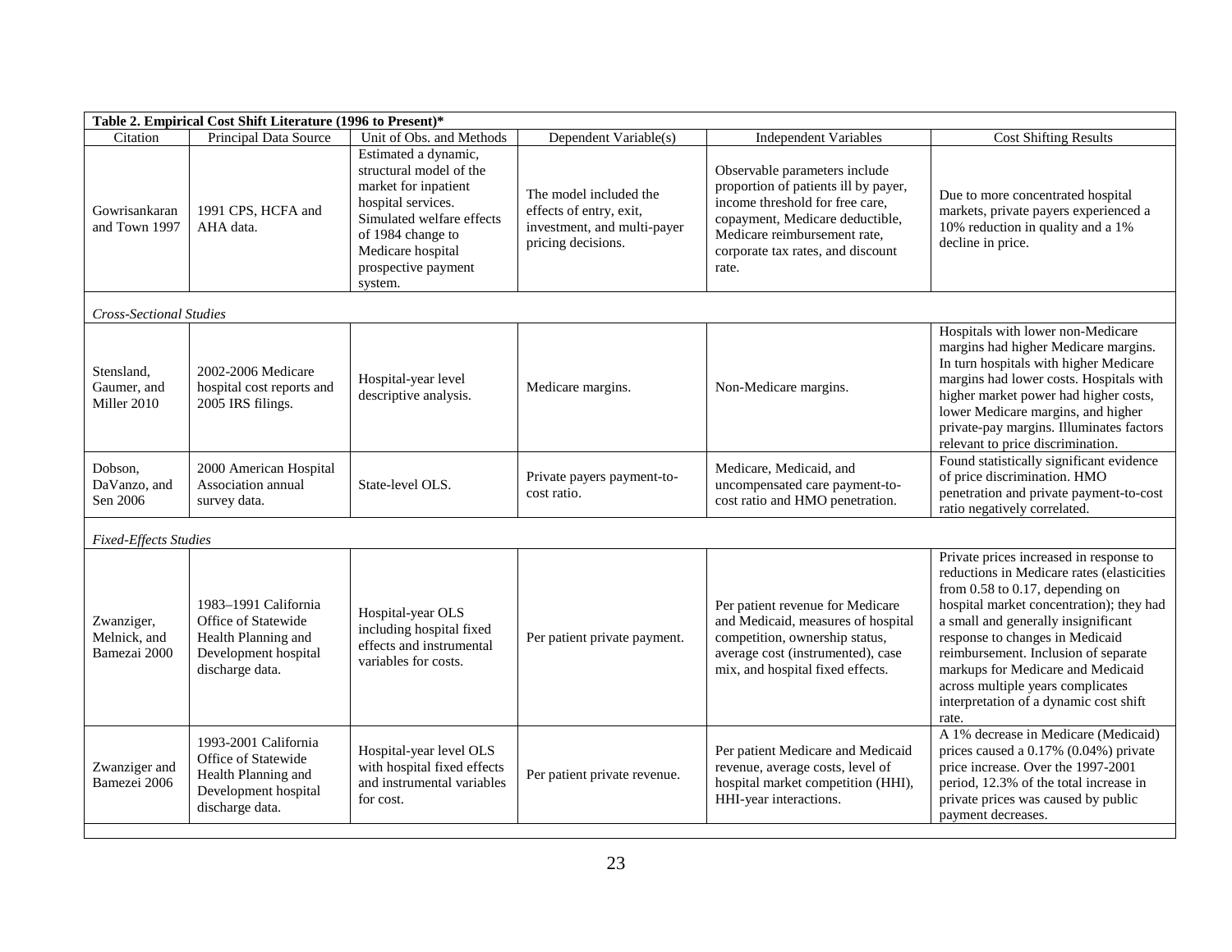| **Table 2. Empirical Cost Shift Literature (1996 to Present)*** | | | | | |
|---|---|---|---|---|---|
| Citation | Principal Data Source | Unit of Obs. and Methods | Dependent Variable(s) | Independent Variables | Cost Shifting Results |
| Gowrisankaran and Town 1997 | 1991 CPS, HCFA and AHA data. | Estimated a dynamic, structural model of the market for inpatient hospital services. Simulated welfare effects of 1984 change to Medicare hospital prospective payment system. | The model included the effects of entry, exit, investment, and multi-payer pricing decisions. | Observable parameters include proportion of patients ill by payer, income threshold for free care, copayment, Medicare deductible, Medicare reimbursement rate, corporate tax rates, and discount rate. | Due to more concentrated hospital markets, private payers experienced a 10% reduction in quality and a 1% decline in price. |
| *Cross-Sectional Studies* | | | | | |
| Stensland, Gaumer, and Miller 2010 | 2002-2006 Medicare hospital cost reports and 2005 IRS filings. | Hospital-year level descriptive analysis. | Medicare margins. | Non-Medicare margins. | Hospitals with lower non-Medicare margins had higher Medicare margins. In turn hospitals with higher Medicare margins had lower costs. Hospitals with higher market power had higher costs, lower Medicare margins, and higher private-pay margins. Illuminates factors relevant to price discrimination. |
| Dobson, DaVanzo, and Sen 2006 | 2000 American Hospital Association annual survey data. | State-level OLS. | Private payers payment-to-cost ratio. | Medicare, Medicaid, and uncompensated care payment-to-cost ratio and HMO penetration. | Found statistically significant evidence of price discrimination. HMO penetration and private payment-to-cost ratio negatively correlated. |
| *Fixed-Effects Studies* | | | | | |
| Zwanziger, Melnick, and Bamezai 2000 | 1983–1991 California Office of Statewide Health Planning and Development hospital discharge data. | Hospital-year OLS including hospital fixed effects and instrumental variables for costs. | Per patient private payment. | Per patient revenue for Medicare and Medicaid, measures of hospital competition, ownership status, average cost (instrumented), case mix, and hospital fixed effects. | Private prices increased in response to reductions in Medicare rates (elasticities from 0.58 to 0.17, depending on hospital market concentration); they had a small and generally insignificant response to changes in Medicaid reimbursement. Inclusion of separate markups for Medicare and Medicaid across multiple years complicates interpretation of a dynamic cost shift rate. |
| Zwanziger and Bamezei 2006 | 1993-2001 California Office of Statewide Health Planning and Development hospital discharge data. | Hospital-year level OLS with hospital fixed effects and instrumental variables for cost. | Per patient private revenue. | Per patient Medicare and Medicaid revenue, average costs, level of hospital market competition (HHI), HHI-year interactions. | A 1% decrease in Medicare (Medicaid) prices caused a 0.17% (0.04%) private price increase. Over the 1997-2001 period, 12.3% of the total increase in private prices was caused by public payment decreases. |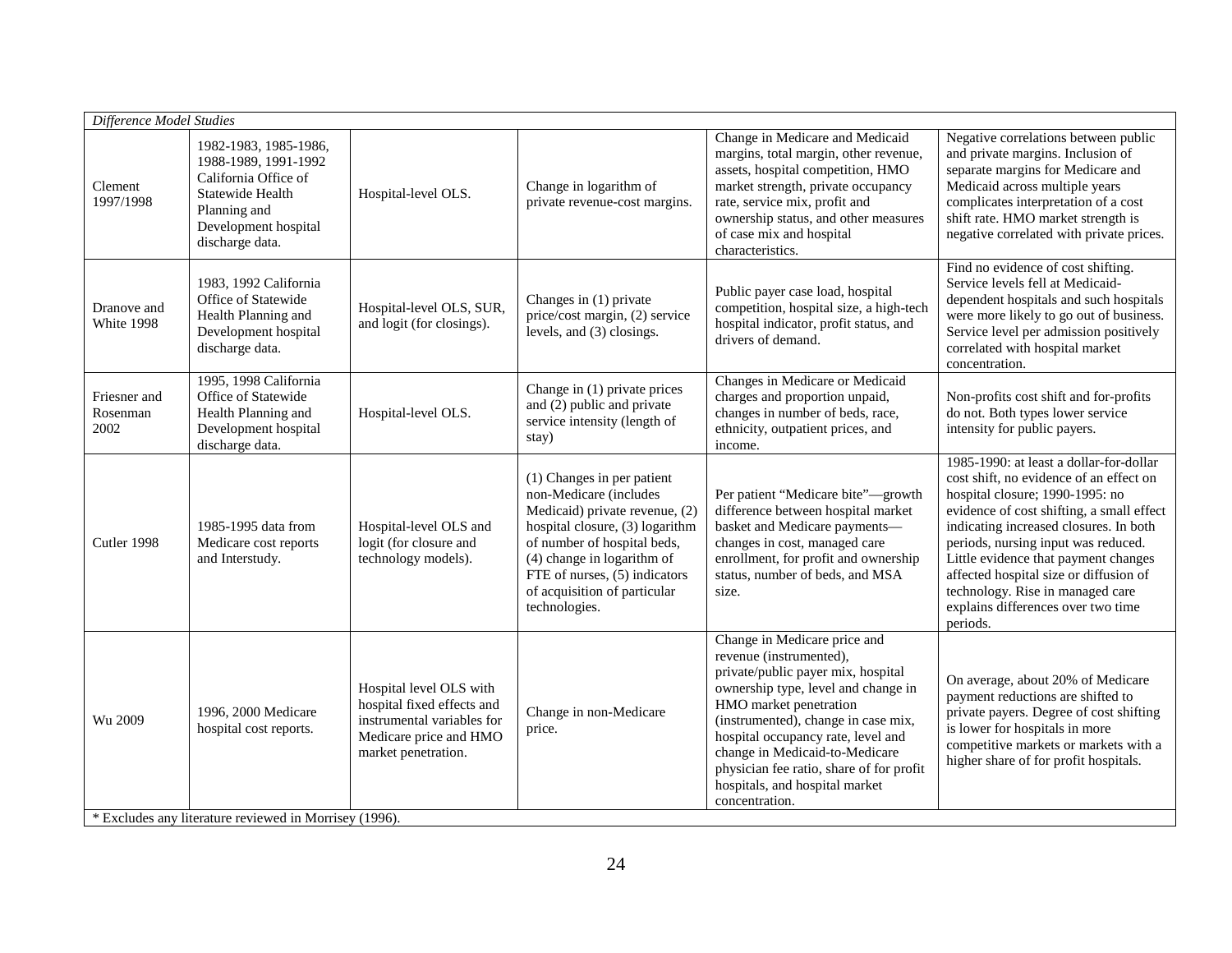| *Difference Model Studies* | | | | | |
|---|---|---|---|---|---|
| Clement 1997/1998 | 1982-1983, 1985-1986, 1988-1989, 1991-1992 California Office of Statewide Health Planning and Development hospital discharge data. | Hospital-level OLS. | Change in logarithm of private revenue-cost margins. | Change in Medicare and Medicaid margins, total margin, other revenue, assets, hospital competition, HMO market strength, private occupancy rate, service mix, profit and ownership status, and other measures of case mix and hospital characteristics. | Negative correlations between public and private margins. Inclusion of separate margins for Medicare and Medicaid across multiple years complicates interpretation of a cost shift rate. HMO market strength is negative correlated with private prices. |
| Dranove and White 1998 | 1983, 1992 California Office of Statewide Health Planning and Development hospital discharge data. | Hospital-level OLS, SUR, and logit (for closings). | Changes in (1) private price/cost margin, (2) service levels, and (3) closings. | Public payer case load, hospital competition, hospital size, a high-tech hospital indicator, profit status, and drivers of demand. | Find no evidence of cost shifting. Service levels fell at Medicaid-dependent hospitals and such hospitals were more likely to go out of business. Service level per admission positively correlated with hospital market concentration. |
| Friesner and Rosenman 2002 | 1995, 1998 California Office of Statewide Health Planning and Development hospital discharge data. | Hospital-level OLS. | Change in (1) private prices and (2) public and private service intensity (length of stay) | Changes in Medicare or Medicaid charges and proportion unpaid, changes in number of beds, race, ethnicity, outpatient prices, and income. | Non-profits cost shift and for-profits do not. Both types lower service intensity for public payers. |
| Cutler 1998 | 1985-1995 data from Medicare cost reports and Interstudy. | Hospital-level OLS and logit (for closure and technology models). | (1) Changes in per patient non-Medicare (includes Medicaid) private revenue, (2) hospital closure, (3) logarithm of number of hospital beds, (4) change in logarithm of FTE of nurses, (5) indicators of acquisition of particular technologies. | Per patient "Medicare bite"—growth difference between hospital market basket and Medicare payments—changes in cost, managed care enrollment, for profit and ownership status, number of beds, and MSA size. | 1985-1990: at least a dollar-for-dollar cost shift, no evidence of an effect on hospital closure; 1990-1995: no evidence of cost shifting, a small effect indicating increased closures. In both periods, nursing input was reduced. Little evidence that payment changes affected hospital size or diffusion of technology. Rise in managed care explains differences over two time periods. |
| Wu 2009 | 1996, 2000 Medicare hospital cost reports. | Hospital level OLS with hospital fixed effects and instrumental variables for Medicare price and HMO market penetration. | Change in non-Medicare price. | Change in Medicare price and revenue (instrumented), private/public payer mix, hospital ownership type, level and change in HMO market penetration (instrumented), change in case mix, hospital occupancy rate, level and change in Medicaid-to-Medicare physician fee ratio, share of for profit hospitals, and hospital market concentration. | On average, about 20% of Medicare payment reductions are shifted to private payers. Degree of cost shifting is lower for hospitals in more competitive markets or markets with a higher share of for profit hospitals. |

\* Excludes any literature reviewed in Morrisey (1996).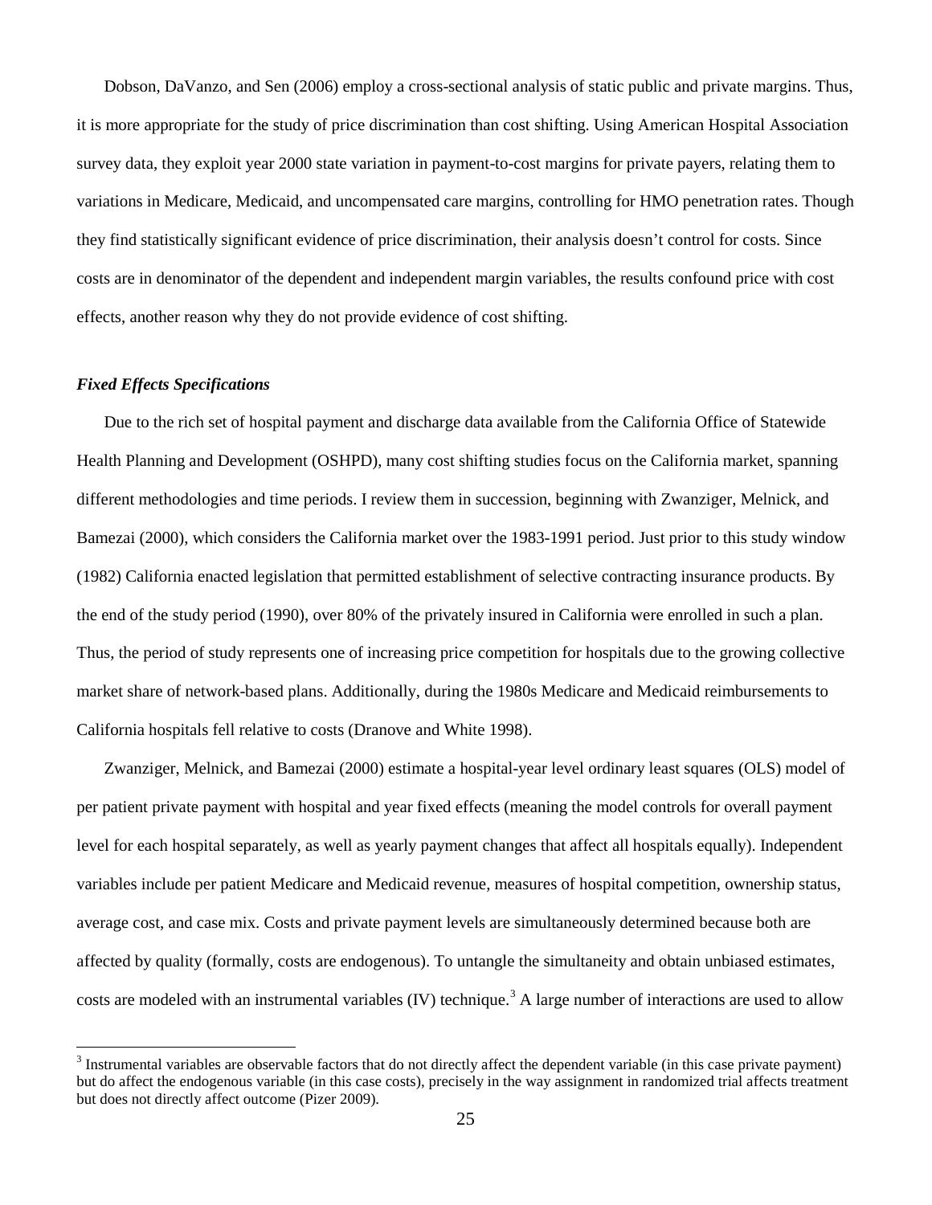Dobson, DaVanzo, and Sen (2006) employ a cross-sectional analysis of static public and private margins. Thus, it is more appropriate for the study of price discrimination than cost shifting. Using American Hospital Association survey data, they exploit year 2000 state variation in payment-to-cost margins for private payers, relating them to variations in Medicare, Medicaid, and uncompensated care margins, controlling for HMO penetration rates. Though they find statistically significant evidence of price discrimination, their analysis doesn't control for costs. Since costs are in denominator of the dependent and independent margin variables, the results confound price with cost effects, another reason why they do not provide evidence of cost shifting.

### *Fixed Effects Specifications*

Due to the rich set of hospital payment and discharge data available from the California Office of Statewide Health Planning and Development (OSHPD), many cost shifting studies focus on the California market, spanning different methodologies and time periods. I review them in succession, beginning with Zwanziger, Melnick, and Bamezai (2000), which considers the California market over the 1983-1991 period. Just prior to this study window (1982) California enacted legislation that permitted establishment of selective contracting insurance products. By the end of the study period (1990), over 80% of the privately insured in California were enrolled in such a plan. Thus, the period of study represents one of increasing price competition for hospitals due to the growing collective market share of network-based plans. Additionally, during the 1980s Medicare and Medicaid reimbursements to California hospitals fell relative to costs (Dranove and White 1998).

Zwanziger, Melnick, and Bamezai (2000) estimate a hospital-year level ordinary least squares (OLS) model of per patient private payment with hospital and year fixed effects (meaning the model controls for overall payment level for each hospital separately, as well as yearly payment changes that affect all hospitals equally). Independent variables include per patient Medicare and Medicaid revenue, measures of hospital competition, ownership status, average cost, and case mix. Costs and private payment levels are simultaneously determined because both are affected by quality (formally, costs are endogenous). To untangle the simultaneity and obtain unbiased estimates, costs are modeled with an instrumental variables (IV) technique.[3] A large number of interactions are used to allow

[3] Instrumental variables are observable factors that do not directly affect the dependent variable (in this case private payment) but do affect the endogenous variable (in this case costs), precisely in the way assignment in randomized trial affects treatment but does not directly affect outcome (Pizer 2009).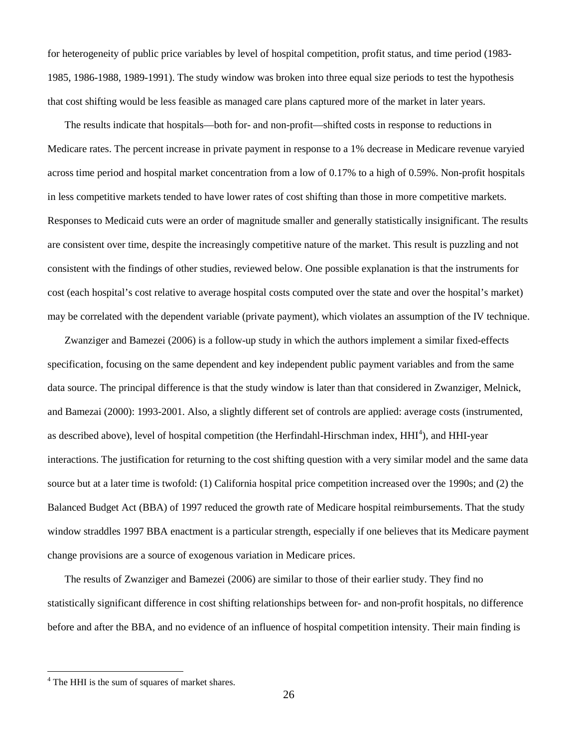for heterogeneity of public price variables by level of hospital competition, profit status, and time period (1983-1985, 1986-1988, 1989-1991). The study window was broken into three equal size periods to test the hypothesis that cost shifting would be less feasible as managed care plans captured more of the market in later years.

The results indicate that hospitals—both for- and non-profit—shifted costs in response to reductions in Medicare rates. The percent increase in private payment in response to a 1% decrease in Medicare revenue varyied across time period and hospital market concentration from a low of 0.17% to a high of 0.59%. Non-profit hospitals in less competitive markets tended to have lower rates of cost shifting than those in more competitive markets. Responses to Medicaid cuts were an order of magnitude smaller and generally statistically insignificant. The results are consistent over time, despite the increasingly competitive nature of the market. This result is puzzling and not consistent with the findings of other studies, reviewed below. One possible explanation is that the instruments for cost (each hospital's cost relative to average hospital costs computed over the state and over the hospital's market) may be correlated with the dependent variable (private payment), which violates an assumption of the IV technique.

Zwanziger and Bamezei (2006) is a follow-up study in which the authors implement a similar fixed-effects specification, focusing on the same dependent and key independent public payment variables and from the same data source. The principal difference is that the study window is later than that considered in Zwanziger, Melnick, and Bamezai (2000): 1993-2001. Also, a slightly different set of controls are applied: average costs (instrumented, as described above), level of hospital competition (the Herfindahl-Hirschman index, HHI[4]), and HHI-year interactions. The justification for returning to the cost shifting question with a very similar model and the same data source but at a later time is twofold: (1) California hospital price competition increased over the 1990s; and (2) the Balanced Budget Act (BBA) of 1997 reduced the growth rate of Medicare hospital reimbursements. That the study window straddles 1997 BBA enactment is a particular strength, especially if one believes that its Medicare payment change provisions are a source of exogenous variation in Medicare prices.

The results of Zwanziger and Bamezei (2006) are similar to those of their earlier study. They find no statistically significant difference in cost shifting relationships between for- and non-profit hospitals, no difference before and after the BBA, and no evidence of an influence of hospital competition intensity. Their main finding is

[4] The HHI is the sum of squares of market shares.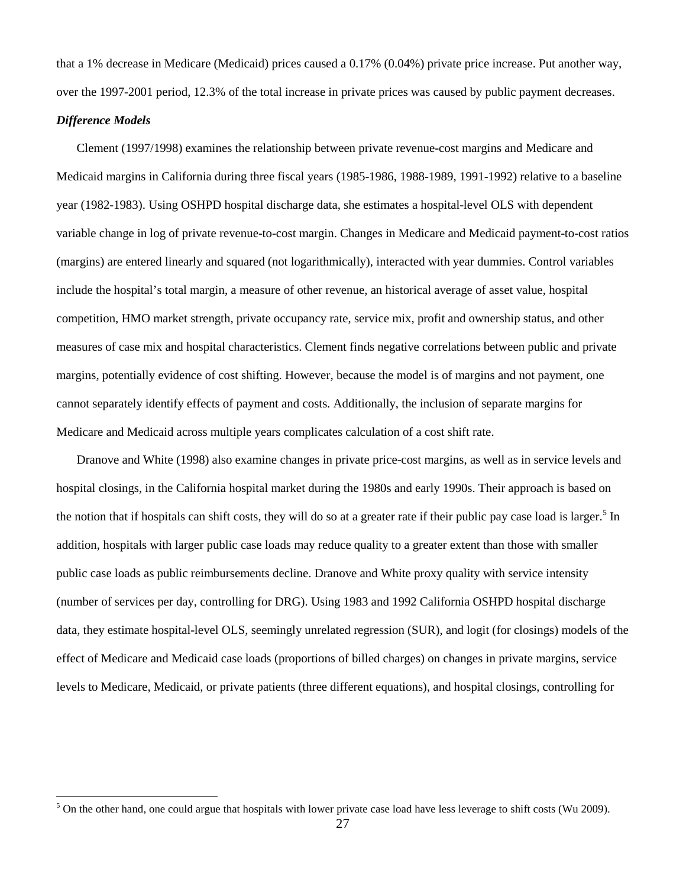that a 1% decrease in Medicare (Medicaid) prices caused a 0.17% (0.04%) private price increase. Put another way, over the 1997-2001 period, 12.3% of the total increase in private prices was caused by public payment decreases.

***Difference Models***

Clement (1997/1998) examines the relationship between private revenue-cost margins and Medicare and Medicaid margins in California during three fiscal years (1985-1986, 1988-1989, 1991-1992) relative to a baseline year (1982-1983). Using OSHPD hospital discharge data, she estimates a hospital-level OLS with dependent variable change in log of private revenue-to-cost margin. Changes in Medicare and Medicaid payment-to-cost ratios (margins) are entered linearly and squared (not logarithmically), interacted with year dummies. Control variables include the hospital's total margin, a measure of other revenue, an historical average of asset value, hospital competition, HMO market strength, private occupancy rate, service mix, profit and ownership status, and other measures of case mix and hospital characteristics. Clement finds negative correlations between public and private margins, potentially evidence of cost shifting. However, because the model is of margins and not payment, one cannot separately identify effects of payment and costs. Additionally, the inclusion of separate margins for Medicare and Medicaid across multiple years complicates calculation of a cost shift rate.

Dranove and White (1998) also examine changes in private price-cost margins, as well as in service levels and hospital closings, in the California hospital market during the 1980s and early 1990s. Their approach is based on the notion that if hospitals can shift costs, they will do so at a greater rate if their public pay case load is larger.[5] In addition, hospitals with larger public case loads may reduce quality to a greater extent than those with smaller public case loads as public reimbursements decline. Dranove and White proxy quality with service intensity (number of services per day, controlling for DRG). Using 1983 and 1992 California OSHPD hospital discharge data, they estimate hospital-level OLS, seemingly unrelated regression (SUR), and logit (for closings) models of the effect of Medicare and Medicaid case loads (proportions of billed charges) on changes in private margins, service levels to Medicare, Medicaid, or private patients (three different equations), and hospital closings, controlling for

[5] On the other hand, one could argue that hospitals with lower private case load have less leverage to shift costs (Wu 2009).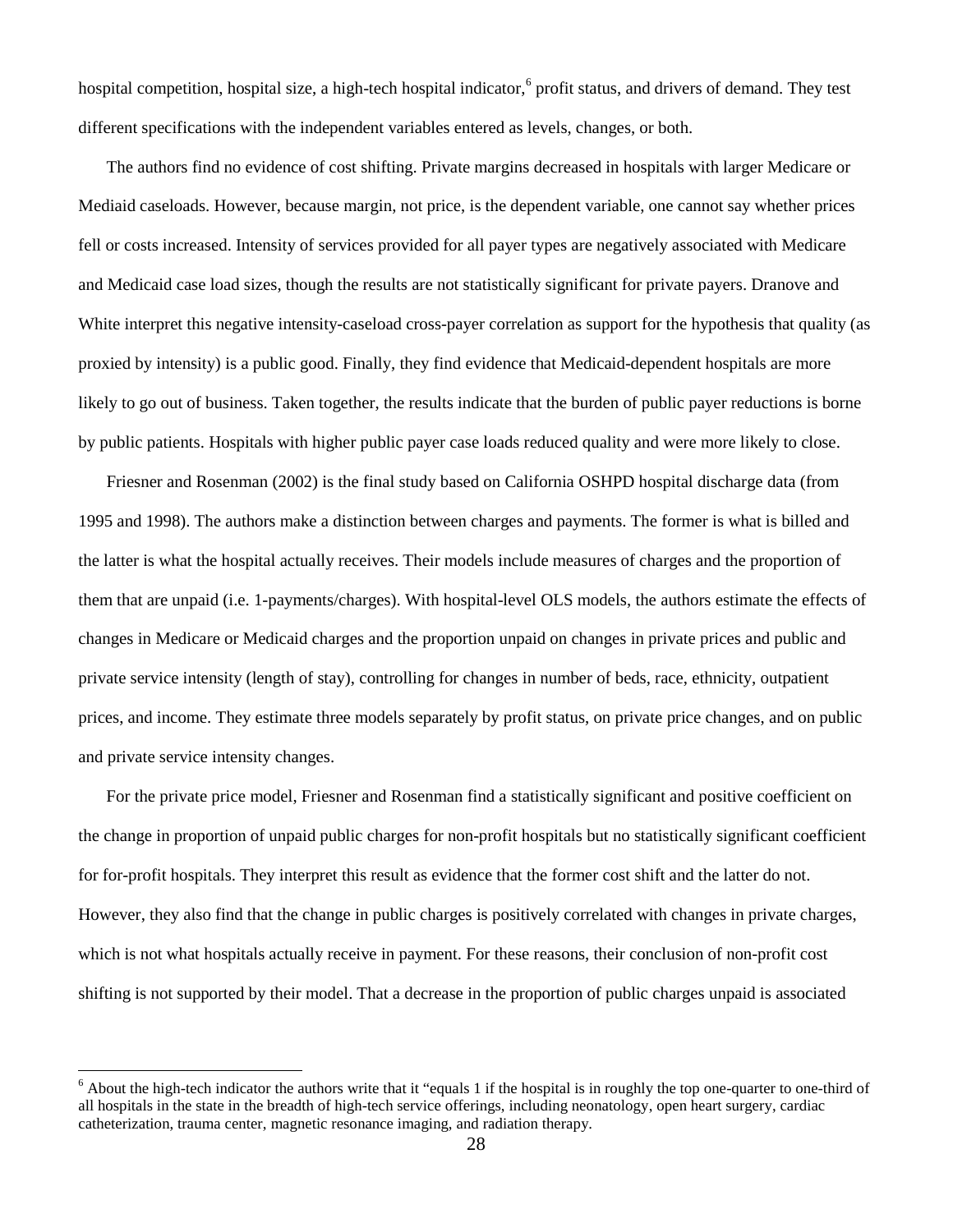hospital competition, hospital size, a high-tech hospital indicator,[6] profit status, and drivers of demand. They test different specifications with the independent variables entered as levels, changes, or both.

The authors find no evidence of cost shifting. Private margins decreased in hospitals with larger Medicare or Mediaid caseloads. However, because margin, not price, is the dependent variable, one cannot say whether prices fell or costs increased. Intensity of services provided for all payer types are negatively associated with Medicare and Medicaid case load sizes, though the results are not statistically significant for private payers. Dranove and White interpret this negative intensity-caseload cross-payer correlation as support for the hypothesis that quality (as proxied by intensity) is a public good. Finally, they find evidence that Medicaid-dependent hospitals are more likely to go out of business. Taken together, the results indicate that the burden of public payer reductions is borne by public patients. Hospitals with higher public payer case loads reduced quality and were more likely to close.

Friesner and Rosenman (2002) is the final study based on California OSHPD hospital discharge data (from 1995 and 1998). The authors make a distinction between charges and payments. The former is what is billed and the latter is what the hospital actually receives. Their models include measures of charges and the proportion of them that are unpaid (i.e. 1-payments/charges). With hospital-level OLS models, the authors estimate the effects of changes in Medicare or Medicaid charges and the proportion unpaid on changes in private prices and public and private service intensity (length of stay), controlling for changes in number of beds, race, ethnicity, outpatient prices, and income. They estimate three models separately by profit status, on private price changes, and on public and private service intensity changes.

For the private price model, Friesner and Rosenman find a statistically significant and positive coefficient on the change in proportion of unpaid public charges for non-profit hospitals but no statistically significant coefficient for for-profit hospitals. They interpret this result as evidence that the former cost shift and the latter do not. However, they also find that the change in public charges is positively correlated with changes in private charges, which is not what hospitals actually receive in payment. For these reasons, their conclusion of non-profit cost shifting is not supported by their model. That a decrease in the proportion of public charges unpaid is associated

[6] About the high-tech indicator the authors write that it "equals 1 if the hospital is in roughly the top one-quarter to one-third of all hospitals in the state in the breadth of high-tech service offerings, including neonatology, open heart surgery, cardiac catheterization, trauma center, magnetic resonance imaging, and radiation therapy.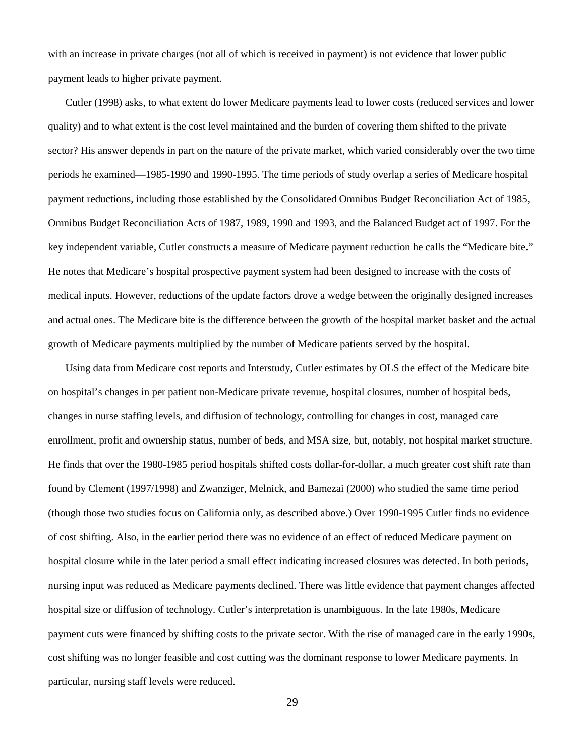with an increase in private charges (not all of which is received in payment) is not evidence that lower public payment leads to higher private payment.

Cutler (1998) asks, to what extent do lower Medicare payments lead to lower costs (reduced services and lower quality) and to what extent is the cost level maintained and the burden of covering them shifted to the private sector? His answer depends in part on the nature of the private market, which varied considerably over the two time periods he examined—1985-1990 and 1990-1995. The time periods of study overlap a series of Medicare hospital payment reductions, including those established by the Consolidated Omnibus Budget Reconciliation Act of 1985, Omnibus Budget Reconciliation Acts of 1987, 1989, 1990 and 1993, and the Balanced Budget act of 1997. For the key independent variable, Cutler constructs a measure of Medicare payment reduction he calls the "Medicare bite." He notes that Medicare's hospital prospective payment system had been designed to increase with the costs of medical inputs. However, reductions of the update factors drove a wedge between the originally designed increases and actual ones. The Medicare bite is the difference between the growth of the hospital market basket and the actual growth of Medicare payments multiplied by the number of Medicare patients served by the hospital.

Using data from Medicare cost reports and Interstudy, Cutler estimates by OLS the effect of the Medicare bite on hospital's changes in per patient non-Medicare private revenue, hospital closures, number of hospital beds, changes in nurse staffing levels, and diffusion of technology, controlling for changes in cost, managed care enrollment, profit and ownership status, number of beds, and MSA size, but, notably, not hospital market structure. He finds that over the 1980-1985 period hospitals shifted costs dollar-for-dollar, a much greater cost shift rate than found by Clement (1997/1998) and Zwanziger, Melnick, and Bamezai (2000) who studied the same time period (though those two studies focus on California only, as described above.) Over 1990-1995 Cutler finds no evidence of cost shifting. Also, in the earlier period there was no evidence of an effect of reduced Medicare payment on hospital closure while in the later period a small effect indicating increased closures was detected. In both periods, nursing input was reduced as Medicare payments declined. There was little evidence that payment changes affected hospital size or diffusion of technology. Cutler's interpretation is unambiguous. In the late 1980s, Medicare payment cuts were financed by shifting costs to the private sector. With the rise of managed care in the early 1990s, cost shifting was no longer feasible and cost cutting was the dominant response to lower Medicare payments. In particular, nursing staff levels were reduced.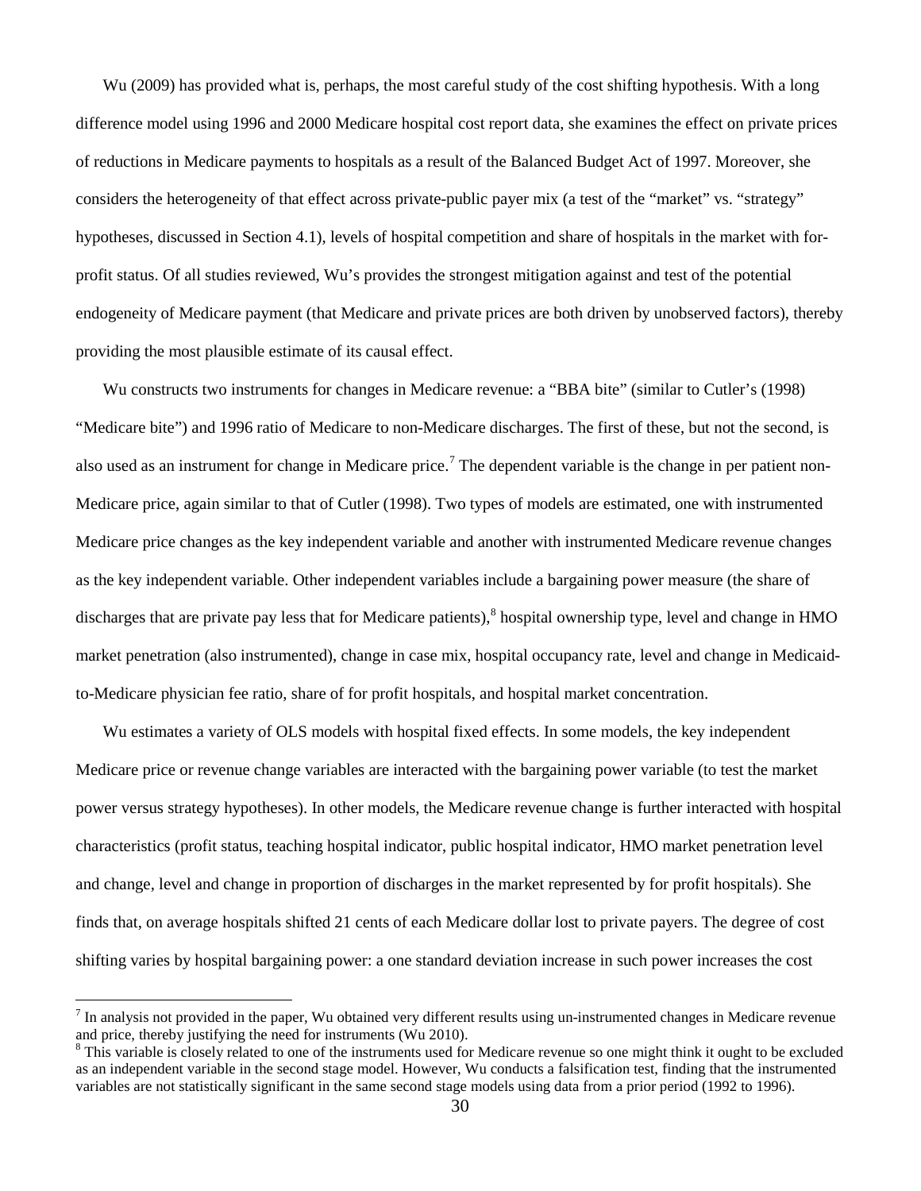Wu (2009) has provided what is, perhaps, the most careful study of the cost shifting hypothesis. With a long difference model using 1996 and 2000 Medicare hospital cost report data, she examines the effect on private prices of reductions in Medicare payments to hospitals as a result of the Balanced Budget Act of 1997. Moreover, she considers the heterogeneity of that effect across private-public payer mix (a test of the "market" vs. "strategy" hypotheses, discussed in Section 4.1), levels of hospital competition and share of hospitals in the market with for-profit status. Of all studies reviewed, Wu's provides the strongest mitigation against and test of the potential endogeneity of Medicare payment (that Medicare and private prices are both driven by unobserved factors), thereby providing the most plausible estimate of its causal effect.

Wu constructs two instruments for changes in Medicare revenue: a "BBA bite" (similar to Cutler's (1998) "Medicare bite") and 1996 ratio of Medicare to non-Medicare discharges. The first of these, but not the second, is also used as an instrument for change in Medicare price.[7] The dependent variable is the change in per patient non-Medicare price, again similar to that of Cutler (1998). Two types of models are estimated, one with instrumented Medicare price changes as the key independent variable and another with instrumented Medicare revenue changes as the key independent variable. Other independent variables include a bargaining power measure (the share of discharges that are private pay less that for Medicare patients),[8] hospital ownership type, level and change in HMO market penetration (also instrumented), change in case mix, hospital occupancy rate, level and change in Medicaid-to-Medicare physician fee ratio, share of for profit hospitals, and hospital market concentration.

Wu estimates a variety of OLS models with hospital fixed effects. In some models, the key independent Medicare price or revenue change variables are interacted with the bargaining power variable (to test the market power versus strategy hypotheses). In other models, the Medicare revenue change is further interacted with hospital characteristics (profit status, teaching hospital indicator, public hospital indicator, HMO market penetration level and change, level and change in proportion of discharges in the market represented by for profit hospitals). She finds that, on average hospitals shifted 21 cents of each Medicare dollar lost to private payers. The degree of cost shifting varies by hospital bargaining power: a one standard deviation increase in such power increases the cost

[7] In analysis not provided in the paper, Wu obtained very different results using un-instrumented changes in Medicare revenue and price, thereby justifying the need for instruments (Wu 2010).

[8] This variable is closely related to one of the instruments used for Medicare revenue so one might think it ought to be excluded as an independent variable in the second stage model. However, Wu conducts a falsification test, finding that the instrumented variables are not statistically significant in the same second stage models using data from a prior period (1992 to 1996).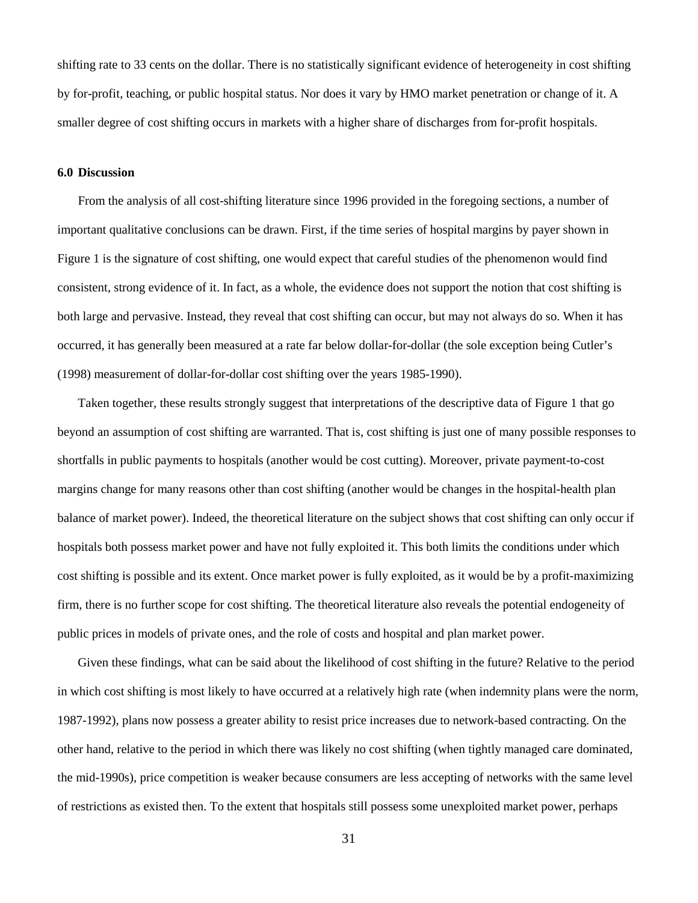shifting rate to 33 cents on the dollar. There is no statistically significant evidence of heterogeneity in cost shifting by for-profit, teaching, or public hospital status. Nor does it vary by HMO market penetration or change of it. A smaller degree of cost shifting occurs in markets with a higher share of discharges from for-profit hospitals.

## 6.0 Discussion

From the analysis of all cost-shifting literature since 1996 provided in the foregoing sections, a number of important qualitative conclusions can be drawn. First, if the time series of hospital margins by payer shown in Figure 1 is the signature of cost shifting, one would expect that careful studies of the phenomenon would find consistent, strong evidence of it. In fact, as a whole, the evidence does not support the notion that cost shifting is both large and pervasive. Instead, they reveal that cost shifting can occur, but may not always do so. When it has occurred, it has generally been measured at a rate far below dollar-for-dollar (the sole exception being Cutler's (1998) measurement of dollar-for-dollar cost shifting over the years 1985-1990).

Taken together, these results strongly suggest that interpretations of the descriptive data of Figure 1 that go beyond an assumption of cost shifting are warranted. That is, cost shifting is just one of many possible responses to shortfalls in public payments to hospitals (another would be cost cutting). Moreover, private payment-to-cost margins change for many reasons other than cost shifting (another would be changes in the hospital-health plan balance of market power). Indeed, the theoretical literature on the subject shows that cost shifting can only occur if hospitals both possess market power and have not fully exploited it. This both limits the conditions under which cost shifting is possible and its extent. Once market power is fully exploited, as it would be by a profit-maximizing firm, there is no further scope for cost shifting. The theoretical literature also reveals the potential endogeneity of public prices in models of private ones, and the role of costs and hospital and plan market power.

Given these findings, what can be said about the likelihood of cost shifting in the future? Relative to the period in which cost shifting is most likely to have occurred at a relatively high rate (when indemnity plans were the norm, 1987-1992), plans now possess a greater ability to resist price increases due to network-based contracting. On the other hand, relative to the period in which there was likely no cost shifting (when tightly managed care dominated, the mid-1990s), price competition is weaker because consumers are less accepting of networks with the same level of restrictions as existed then. To the extent that hospitals still possess some unexploited market power, perhaps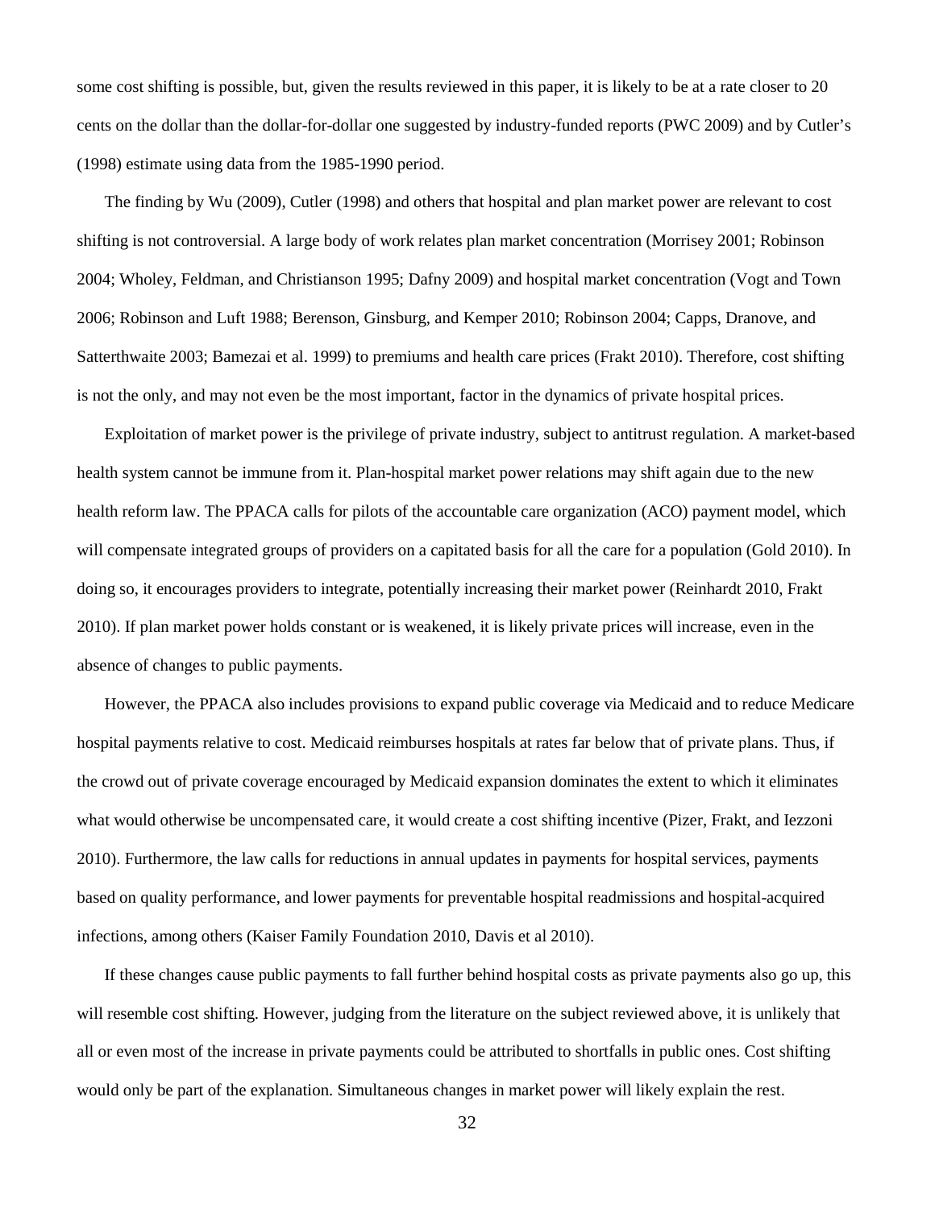some cost shifting is possible, but, given the results reviewed in this paper, it is likely to be at a rate closer to 20 cents on the dollar than the dollar-for-dollar one suggested by industry-funded reports (PWC 2009) and by Cutler's (1998) estimate using data from the 1985-1990 period.

The finding by Wu (2009), Cutler (1998) and others that hospital and plan market power are relevant to cost shifting is not controversial. A large body of work relates plan market concentration (Morrisey 2001; Robinson 2004; Wholey, Feldman, and Christianson 1995; Dafny 2009) and hospital market concentration (Vogt and Town 2006; Robinson and Luft 1988; Berenson, Ginsburg, and Kemper 2010; Robinson 2004; Capps, Dranove, and Satterthwaite 2003; Bamezai et al. 1999) to premiums and health care prices (Frakt 2010). Therefore, cost shifting is not the only, and may not even be the most important, factor in the dynamics of private hospital prices.

Exploitation of market power is the privilege of private industry, subject to antitrust regulation. A market-based health system cannot be immune from it. Plan-hospital market power relations may shift again due to the new health reform law. The PPACA calls for pilots of the accountable care organization (ACO) payment model, which will compensate integrated groups of providers on a capitated basis for all the care for a population (Gold 2010). In doing so, it encourages providers to integrate, potentially increasing their market power (Reinhardt 2010, Frakt 2010). If plan market power holds constant or is weakened, it is likely private prices will increase, even in the absence of changes to public payments.

However, the PPACA also includes provisions to expand public coverage via Medicaid and to reduce Medicare hospital payments relative to cost. Medicaid reimburses hospitals at rates far below that of private plans. Thus, if the crowd out of private coverage encouraged by Medicaid expansion dominates the extent to which it eliminates what would otherwise be uncompensated care, it would create a cost shifting incentive (Pizer, Frakt, and Iezzoni 2010). Furthermore, the law calls for reductions in annual updates in payments for hospital services, payments based on quality performance, and lower payments for preventable hospital readmissions and hospital-acquired infections, among others (Kaiser Family Foundation 2010, Davis et al 2010).

If these changes cause public payments to fall further behind hospital costs as private payments also go up, this will resemble cost shifting. However, judging from the literature on the subject reviewed above, it is unlikely that all or even most of the increase in private payments could be attributed to shortfalls in public ones. Cost shifting would only be part of the explanation. Simultaneous changes in market power will likely explain the rest.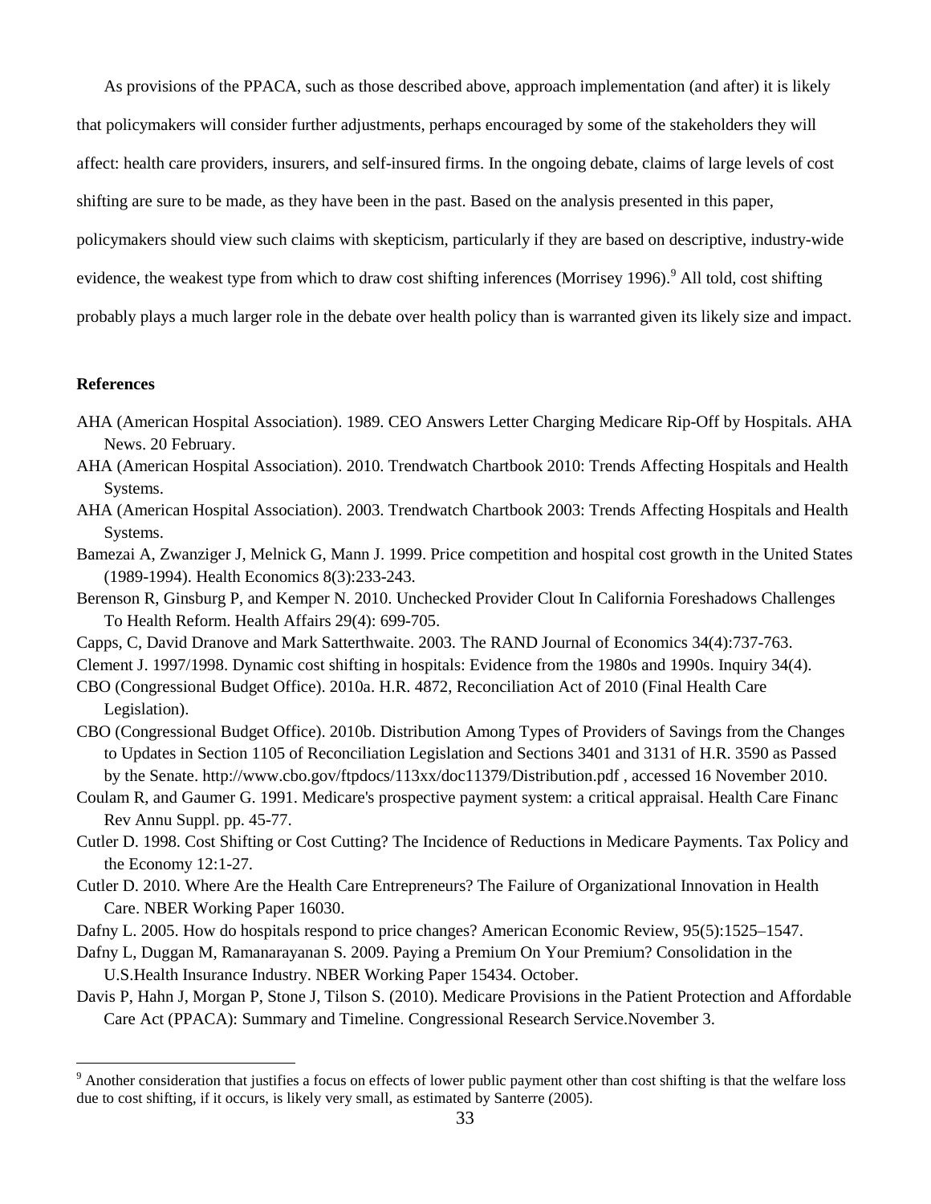As provisions of the PPACA, such as those described above, approach implementation (and after) it is likely that policymakers will consider further adjustments, perhaps encouraged by some of the stakeholders they will affect: health care providers, insurers, and self-insured firms. In the ongoing debate, claims of large levels of cost shifting are sure to be made, as they have been in the past. Based on the analysis presented in this paper, policymakers should view such claims with skepticism, particularly if they are based on descriptive, industry-wide evidence, the weakest type from which to draw cost shifting inferences (Morrisey 1996).[9] All told, cost shifting probably plays a much larger role in the debate over health policy than is warranted given its likely size and impact.

**References**

AHA (American Hospital Association). 1989. CEO Answers Letter Charging Medicare Rip-Off by Hospitals. AHA News. 20 February.

AHA (American Hospital Association). 2010. Trendwatch Chartbook 2010: Trends Affecting Hospitals and Health Systems.

AHA (American Hospital Association). 2003. Trendwatch Chartbook 2003: Trends Affecting Hospitals and Health Systems.

Bamezai A, Zwanziger J, Melnick G, Mann J. 1999. Price competition and hospital cost growth in the United States (1989-1994). Health Economics 8(3):233-243.

Berenson R, Ginsburg P, and Kemper N. 2010. Unchecked Provider Clout In California Foreshadows Challenges To Health Reform. Health Affairs 29(4): 699-705.

Capps, C, David Dranove and Mark Satterthwaite. 2003. The RAND Journal of Economics 34(4):737-763.

Clement J. 1997/1998. Dynamic cost shifting in hospitals: Evidence from the 1980s and 1990s. Inquiry 34(4).

CBO (Congressional Budget Office). 2010a. H.R. 4872, Reconciliation Act of 2010 (Final Health Care Legislation).

CBO (Congressional Budget Office). 2010b. Distribution Among Types of Providers of Savings from the Changes to Updates in Section 1105 of Reconciliation Legislation and Sections 3401 and 3131 of H.R. 3590 as Passed by the Senate. http://www.cbo.gov/ftpdocs/113xx/doc11379/Distribution.pdf , accessed 16 November 2010.

Coulam R, and Gaumer G. 1991. Medicare's prospective payment system: a critical appraisal. Health Care Financ Rev Annu Suppl. pp. 45-77.

Cutler D. 1998. Cost Shifting or Cost Cutting? The Incidence of Reductions in Medicare Payments. Tax Policy and the Economy 12:1-27.

Cutler D. 2010. Where Are the Health Care Entrepreneurs? The Failure of Organizational Innovation in Health Care. NBER Working Paper 16030.

Dafny L. 2005. How do hospitals respond to price changes? American Economic Review, 95(5):1525–1547.

Dafny L, Duggan M, Ramanarayanan S. 2009. Paying a Premium On Your Premium? Consolidation in the U.S.Health Insurance Industry. NBER Working Paper 15434. October.

Davis P, Hahn J, Morgan P, Stone J, Tilson S. (2010). Medicare Provisions in the Patient Protection and Affordable Care Act (PPACA): Summary and Timeline. Congressional Research Service.November 3.

[9] Another consideration that justifies a focus on effects of lower public payment other than cost shifting is that the welfare loss due to cost shifting, if it occurs, is likely very small, as estimated by Santerre (2005).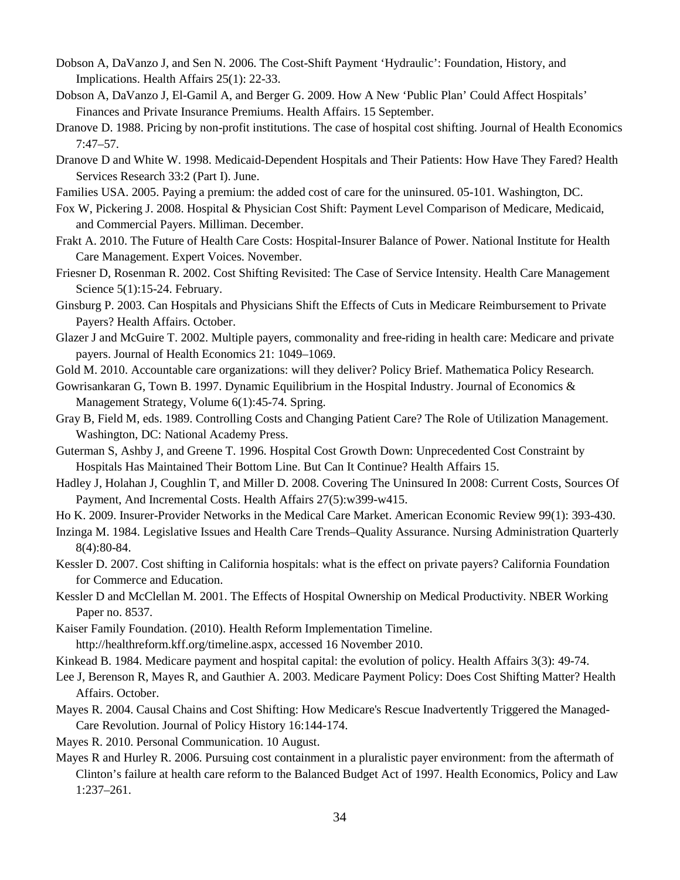Dobson A, DaVanzo J, and Sen N. 2006. The Cost-Shift Payment 'Hydraulic': Foundation, History, and Implications. Health Affairs 25(1): 22-33.

Dobson A, DaVanzo J, El-Gamil A, and Berger G. 2009. How A New 'Public Plan' Could Affect Hospitals' Finances and Private Insurance Premiums. Health Affairs. 15 September.

Dranove D. 1988. Pricing by non-profit institutions. The case of hospital cost shifting. Journal of Health Economics 7:47–57.

Dranove D and White W. 1998. Medicaid-Dependent Hospitals and Their Patients: How Have They Fared? Health Services Research 33:2 (Part I). June.

Families USA. 2005. Paying a premium: the added cost of care for the uninsured. 05-101. Washington, DC.

Fox W, Pickering J. 2008. Hospital & Physician Cost Shift: Payment Level Comparison of Medicare, Medicaid, and Commercial Payers. Milliman. December.

Frakt A. 2010. The Future of Health Care Costs: Hospital-Insurer Balance of Power. National Institute for Health Care Management. Expert Voices. November.

Friesner D, Rosenman R. 2002. Cost Shifting Revisited: The Case of Service Intensity. Health Care Management Science 5(1):15-24. February.

Ginsburg P. 2003. Can Hospitals and Physicians Shift the Effects of Cuts in Medicare Reimbursement to Private Payers? Health Affairs. October.

Glazer J and McGuire T. 2002. Multiple payers, commonality and free-riding in health care: Medicare and private payers. Journal of Health Economics 21: 1049–1069.

Gold M. 2010. Accountable care organizations: will they deliver? Policy Brief. Mathematica Policy Research.

Gowrisankaran G, Town B. 1997. Dynamic Equilibrium in the Hospital Industry. Journal of Economics & Management Strategy, Volume 6(1):45-74. Spring.

Gray B, Field M, eds. 1989. Controlling Costs and Changing Patient Care? The Role of Utilization Management. Washington, DC: National Academy Press.

Guterman S, Ashby J, and Greene T. 1996. Hospital Cost Growth Down: Unprecedented Cost Constraint by Hospitals Has Maintained Their Bottom Line. But Can It Continue? Health Affairs 15.

Hadley J, Holahan J, Coughlin T, and Miller D. 2008. Covering The Uninsured In 2008: Current Costs, Sources Of Payment, And Incremental Costs. Health Affairs 27(5):w399-w415.

Ho K. 2009. Insurer-Provider Networks in the Medical Care Market. American Economic Review 99(1): 393-430.

Inzinga M. 1984. Legislative Issues and Health Care Trends–Quality Assurance. Nursing Administration Quarterly 8(4):80-84.

Kessler D. 2007. Cost shifting in California hospitals: what is the effect on private payers? California Foundation for Commerce and Education.

Kessler D and McClellan M. 2001. The Effects of Hospital Ownership on Medical Productivity. NBER Working Paper no. 8537.

Kaiser Family Foundation. (2010). Health Reform Implementation Timeline. http://healthreform.kff.org/timeline.aspx, accessed 16 November 2010.

Kinkead B. 1984. Medicare payment and hospital capital: the evolution of policy. Health Affairs 3(3): 49-74.

Lee J, Berenson R, Mayes R, and Gauthier A. 2003. Medicare Payment Policy: Does Cost Shifting Matter? Health Affairs. October.

Mayes R. 2004. Causal Chains and Cost Shifting: How Medicare's Rescue Inadvertently Triggered the Managed-Care Revolution. Journal of Policy History 16:144-174.

Mayes R. 2010. Personal Communication. 10 August.

Mayes R and Hurley R. 2006. Pursuing cost containment in a pluralistic payer environment: from the aftermath of Clinton's failure at health care reform to the Balanced Budget Act of 1997. Health Economics, Policy and Law 1:237–261.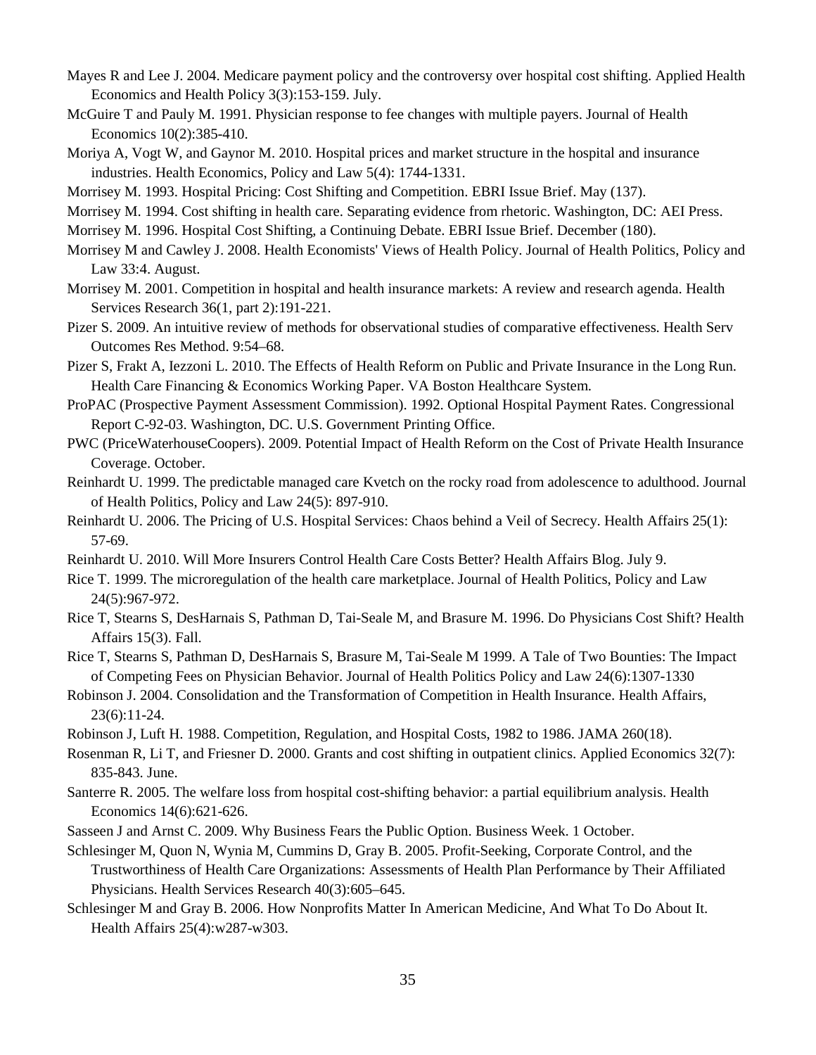Mayes R and Lee J. 2004. Medicare payment policy and the controversy over hospital cost shifting. Applied Health Economics and Health Policy 3(3):153-159. July.

McGuire T and Pauly M. 1991. Physician response to fee changes with multiple payers. Journal of Health Economics 10(2):385-410.

Moriya A, Vogt W, and Gaynor M. 2010. Hospital prices and market structure in the hospital and insurance industries. Health Economics, Policy and Law 5(4): 1744-1331.

Morrisey M. 1993. Hospital Pricing: Cost Shifting and Competition. EBRI Issue Brief. May (137).

Morrisey M. 1994. Cost shifting in health care. Separating evidence from rhetoric. Washington, DC: AEI Press.

Morrisey M. 1996. Hospital Cost Shifting, a Continuing Debate. EBRI Issue Brief. December (180).

Morrisey M and Cawley J. 2008. Health Economists' Views of Health Policy. Journal of Health Politics, Policy and Law 33:4. August.

Morrisey M. 2001. Competition in hospital and health insurance markets: A review and research agenda. Health Services Research 36(1, part 2):191-221.

Pizer S. 2009. An intuitive review of methods for observational studies of comparative effectiveness. Health Serv Outcomes Res Method. 9:54–68.

Pizer S, Frakt A, Iezzoni L. 2010. The Effects of Health Reform on Public and Private Insurance in the Long Run. Health Care Financing & Economics Working Paper. VA Boston Healthcare System.

ProPAC (Prospective Payment Assessment Commission). 1992. Optional Hospital Payment Rates. Congressional Report C-92-03. Washington, DC. U.S. Government Printing Office.

PWC (PriceWaterhouseCoopers). 2009. Potential Impact of Health Reform on the Cost of Private Health Insurance Coverage. October.

Reinhardt U. 1999. The predictable managed care Kvetch on the rocky road from adolescence to adulthood. Journal of Health Politics, Policy and Law 24(5): 897-910.

Reinhardt U. 2006. The Pricing of U.S. Hospital Services: Chaos behind a Veil of Secrecy. Health Affairs 25(1): 57-69.

Reinhardt U. 2010. Will More Insurers Control Health Care Costs Better? Health Affairs Blog. July 9.

Rice T. 1999. The microregulation of the health care marketplace. Journal of Health Politics, Policy and Law 24(5):967-972.

Rice T, Stearns S, DesHarnais S, Pathman D, Tai-Seale M, and Brasure M. 1996. Do Physicians Cost Shift? Health Affairs 15(3). Fall.

Rice T, Stearns S, Pathman D, DesHarnais S, Brasure M, Tai-Seale M 1999. A Tale of Two Bounties: The Impact of Competing Fees on Physician Behavior. Journal of Health Politics Policy and Law 24(6):1307-1330

Robinson J. 2004. Consolidation and the Transformation of Competition in Health Insurance. Health Affairs, 23(6):11-24.

Robinson J, Luft H. 1988. Competition, Regulation, and Hospital Costs, 1982 to 1986. JAMA 260(18).

Rosenman R, Li T, and Friesner D. 2000. Grants and cost shifting in outpatient clinics. Applied Economics 32(7): 835-843. June.

Santerre R. 2005. The welfare loss from hospital cost-shifting behavior: a partial equilibrium analysis. Health Economics 14(6):621-626.

Sasseen J and Arnst C. 2009. Why Business Fears the Public Option. Business Week. 1 October.

Schlesinger M, Quon N, Wynia M, Cummins D, Gray B. 2005. Profit-Seeking, Corporate Control, and the Trustworthiness of Health Care Organizations: Assessments of Health Plan Performance by Their Affiliated Physicians. Health Services Research 40(3):605–645.

Schlesinger M and Gray B. 2006. How Nonprofits Matter In American Medicine, And What To Do About It. Health Affairs 25(4):w287-w303.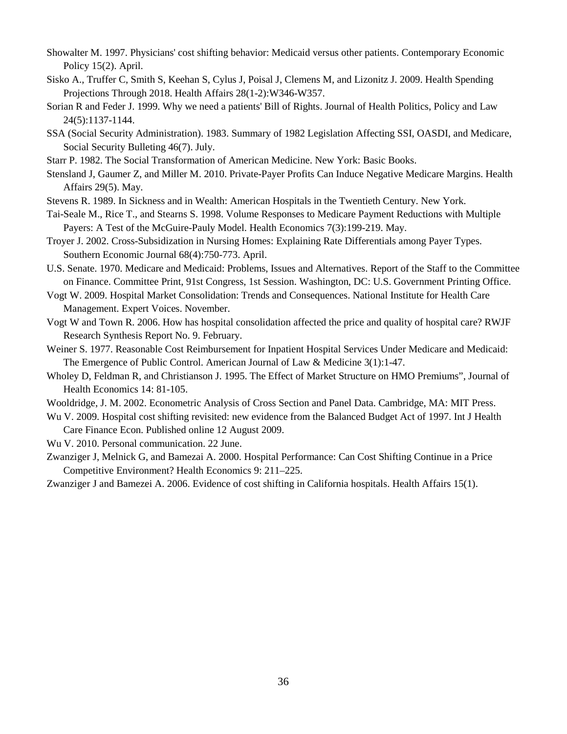Showalter M. 1997. Physicians' cost shifting behavior: Medicaid versus other patients. Contemporary Economic Policy 15(2). April.

Sisko A., Truffer C, Smith S, Keehan S, Cylus J, Poisal J, Clemens M, and Lizonitz J. 2009. Health Spending Projections Through 2018. Health Affairs 28(1-2):W346-W357.

Sorian R and Feder J. 1999. Why we need a patients' Bill of Rights. Journal of Health Politics, Policy and Law 24(5):1137-1144.

SSA (Social Security Administration). 1983. Summary of 1982 Legislation Affecting SSI, OASDI, and Medicare, Social Security Bulleting 46(7). July.

Starr P. 1982. The Social Transformation of American Medicine. New York: Basic Books.

Stensland J, Gaumer Z, and Miller M. 2010. Private-Payer Profits Can Induce Negative Medicare Margins. Health Affairs 29(5). May.

Stevens R. 1989. In Sickness and in Wealth: American Hospitals in the Twentieth Century. New York.

Tai-Seale M., Rice T., and Stearns S. 1998. Volume Responses to Medicare Payment Reductions with Multiple Payers: A Test of the McGuire-Pauly Model. Health Economics 7(3):199-219. May.

Troyer J. 2002. Cross-Subsidization in Nursing Homes: Explaining Rate Differentials among Payer Types. Southern Economic Journal 68(4):750-773. April.

U.S. Senate. 1970. Medicare and Medicaid: Problems, Issues and Alternatives. Report of the Staff to the Committee on Finance. Committee Print, 91st Congress, 1st Session. Washington, DC: U.S. Government Printing Office.

Vogt W. 2009. Hospital Market Consolidation: Trends and Consequences. National Institute for Health Care Management. Expert Voices. November.

Vogt W and Town R. 2006. How has hospital consolidation affected the price and quality of hospital care? RWJF Research Synthesis Report No. 9. February.

Weiner S. 1977. Reasonable Cost Reimbursement for Inpatient Hospital Services Under Medicare and Medicaid: The Emergence of Public Control. American Journal of Law & Medicine 3(1):1-47.

Wholey D, Feldman R, and Christianson J. 1995. The Effect of Market Structure on HMO Premiums", Journal of Health Economics 14: 81-105.

Wooldridge, J. M. 2002. Econometric Analysis of Cross Section and Panel Data. Cambridge, MA: MIT Press.

Wu V. 2009. Hospital cost shifting revisited: new evidence from the Balanced Budget Act of 1997. Int J Health Care Finance Econ. Published online 12 August 2009.

Wu V. 2010. Personal communication. 22 June.

Zwanziger J, Melnick G, and Bamezai A. 2000. Hospital Performance: Can Cost Shifting Continue in a Price Competitive Environment? Health Economics 9: 211–225.

Zwanziger J and Bamezei A. 2006. Evidence of cost shifting in California hospitals. Health Affairs 15(1).